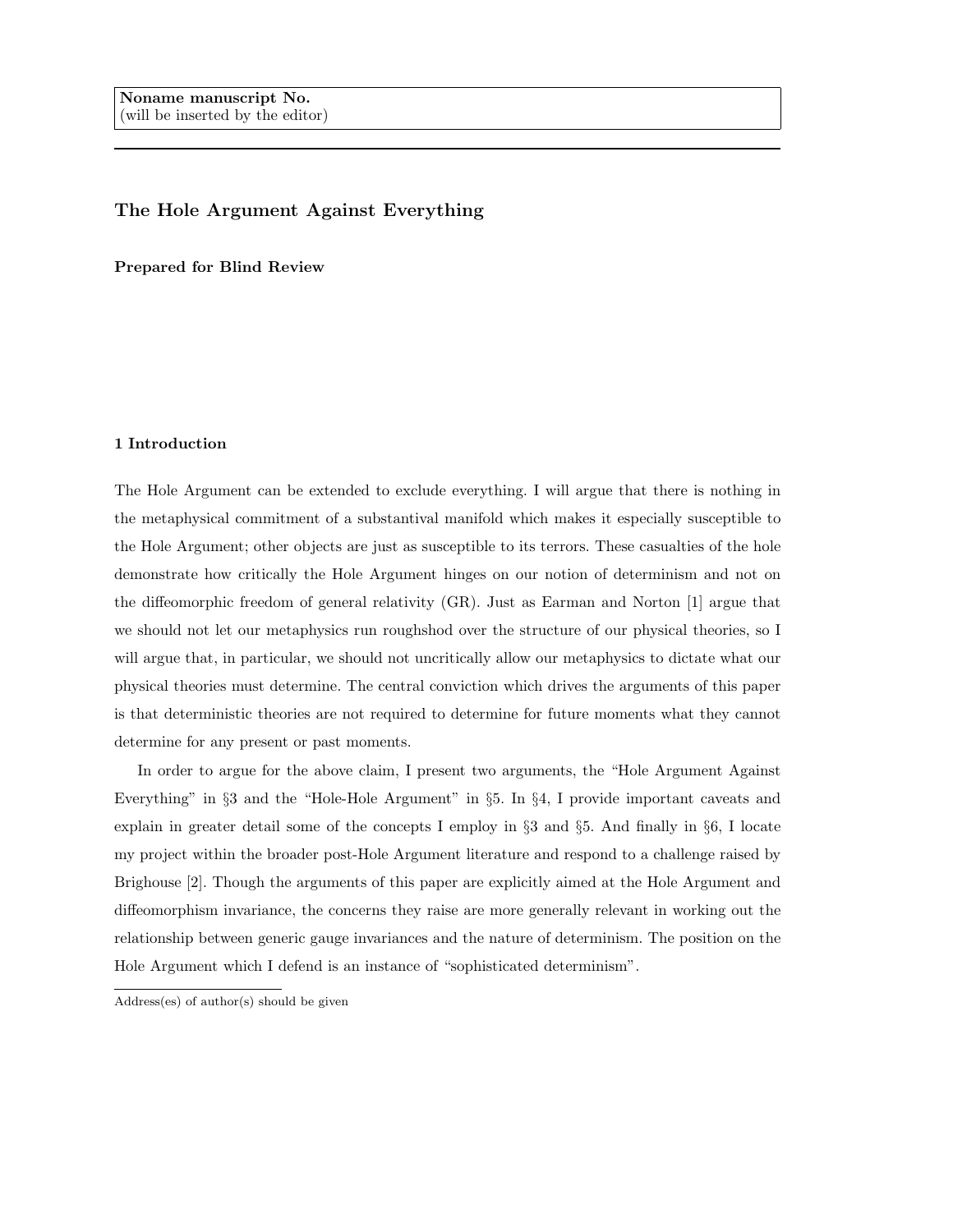Noname manuscript No.
(will be inserted by the editor)

# The Hole Argument Against Everything

**Prepared for Blind Review**

## 1 Introduction

The Hole Argument can be extended to exclude everything. I will argue that there is nothing in the metaphysical commitment of a substantival manifold which makes it especially susceptible to the Hole Argument; other objects are just as susceptible to its terrors. These casualties of the hole demonstrate how critically the Hole Argument hinges on our notion of determinism and not on the diffeomorphic freedom of general relativity (GR). Just as Earman and Norton [1] argue that we should not let our metaphysics run roughshod over the structure of our physical theories, so I will argue that, in particular, we should not uncritically allow our metaphysics to dictate what our physical theories must determine. The central conviction which drives the arguments of this paper is that deterministic theories are not required to determine for future moments what they cannot determine for any present or past moments.

In order to argue for the above claim, I present two arguments, the "Hole Argument Against Everything" in §3 and the "Hole-Hole Argument" in §5. In §4, I provide important caveats and explain in greater detail some of the concepts I employ in §3 and §5. And finally in §6, I locate my project within the broader post-Hole Argument literature and respond to a challenge raised by Brighouse [2]. Though the arguments of this paper are explicitly aimed at the Hole Argument and diffeomorphism invariance, the concerns they raise are more generally relevant in working out the relationship between generic gauge invariances and the nature of determinism. The position on the Hole Argument which I defend is an instance of "sophisticated determinism".

Address(es) of author(s) should be given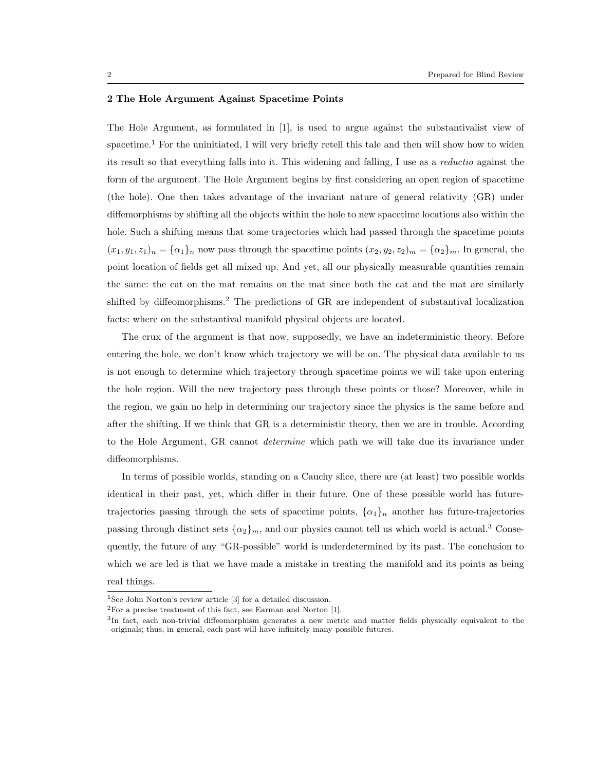## 2 The Hole Argument Against Spacetime Points

The Hole Argument, as formulated in [1], is used to argue against the substantivalist view of spacetime.[1] For the uninitiated, I will very briefly retell this tale and then will show how to widen its result so that everything falls into it. This widening and falling, I use as a *reductio* against the form of the argument. The Hole Argument begins by first considering an open region of spacetime (the hole). One then takes advantage of the invariant nature of general relativity (GR) under diffemorphisms by shifting all the objects within the hole to new spacetime locations also within the hole. Such a shifting means that some trajectories which had passed through the spacetime points $(x_1, y_1, z_1)_n = \{\alpha_1\}_n$ now pass through the spacetime points $(x_2, y_2, z_2)_m = \{\alpha_2\}_m$. In general, the point location of fields get all mixed up. And yet, all our physically measurable quantities remain the same: the cat on the mat remains on the mat since both the cat and the mat are similarly shifted by diffeomorphisms.[2] The predictions of GR are independent of substantival localization facts: where on the substantival manifold physical objects are located.

The crux of the argument is that now, supposedly, we have an indeterministic theory. Before entering the hole, we don't know which trajectory we will be on. The physical data available to us is not enough to determine which trajectory through spacetime points we will take upon entering the hole region. Will the new trajectory pass through these points or those? Moreover, while in the region, we gain no help in determining our trajectory since the physics is the same before and after the shifting. If we think that GR is a deterministic theory, then we are in trouble. According to the Hole Argument, GR cannot *determine* which path we will take due its invariance under diffeomorphisms.

In terms of possible worlds, standing on a Cauchy slice, there are (at least) two possible worlds identical in their past, yet, which differ in their future. One of these possible world has future-trajectories passing through the sets of spacetime points, $\{\alpha_1\}_n$ another has future-trajectories passing through distinct sets $\{\alpha_2\}_m$, and our physics cannot tell us which world is actual.[3] Consequently, the future of any "GR-possible" world is underdetermined by its past. The conclusion to which we are led is that we have made a mistake in treating the manifold and its points as being real things.

---

[1] See John Norton's review article [3] for a detailed discussion.

[2] For a precise treatment of this fact, see Earman and Norton [1].

[3] In fact, each non-trivial diffeomorphism generates a new metric and matter fields physically equivalent to the originals; thus, in general, each past will have infinitely many possible futures.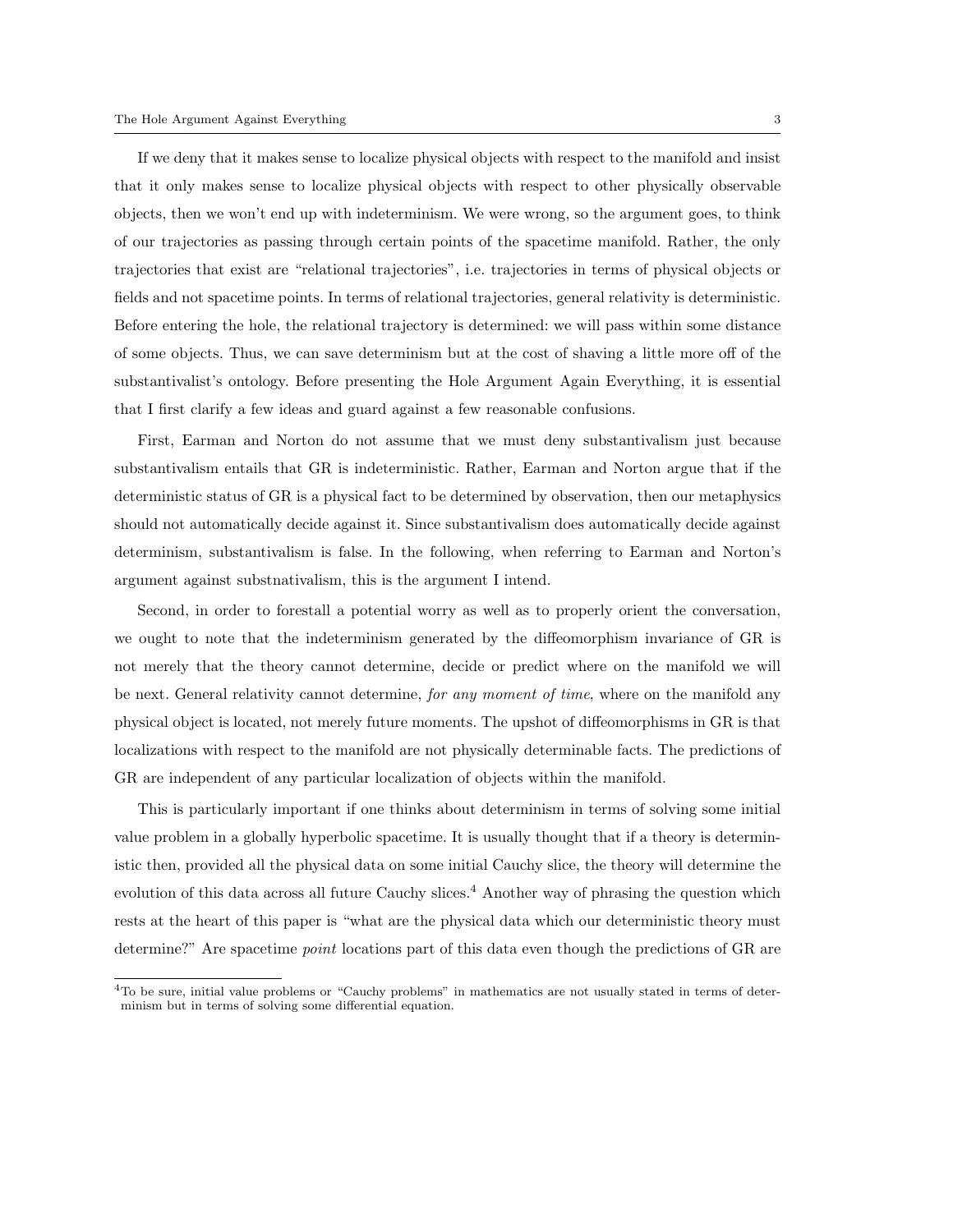If we deny that it makes sense to localize physical objects with respect to the manifold and insist that it only makes sense to localize physical objects with respect to other physically observable objects, then we won't end up with indeterminism. We were wrong, so the argument goes, to think of our trajectories as passing through certain points of the spacetime manifold. Rather, the only trajectories that exist are "relational trajectories", i.e. trajectories in terms of physical objects or fields and not spacetime points. In terms of relational trajectories, general relativity is deterministic. Before entering the hole, the relational trajectory is determined: we will pass within some distance of some objects. Thus, we can save determinism but at the cost of shaving a little more off of the substantivalist's ontology. Before presenting the Hole Argument Again Everything, it is essential that I first clarify a few ideas and guard against a few reasonable confusions.

First, Earman and Norton do not assume that we must deny substantivalism just because substantivalism entails that GR is indeterministic. Rather, Earman and Norton argue that if the deterministic status of GR is a physical fact to be determined by observation, then our metaphysics should not automatically decide against it. Since substantivalism does automatically decide against determinism, substantivalism is false. In the following, when referring to Earman and Norton's argument against substnativalism, this is the argument I intend.

Second, in order to forestall a potential worry as well as to properly orient the conversation, we ought to note that the indeterminism generated by the diffeomorphism invariance of GR is not merely that the theory cannot determine, decide or predict where on the manifold we will be next. General relativity cannot determine, *for any moment of time*, where on the manifold any physical object is located, not merely future moments. The upshot of diffeomorphisms in GR is that localizations with respect to the manifold are not physically determinable facts. The predictions of GR are independent of any particular localization of objects within the manifold.

This is particularly important if one thinks about determinism in terms of solving some initial value problem in a globally hyperbolic spacetime. It is usually thought that if a theory is deterministic then, provided all the physical data on some initial Cauchy slice, the theory will determine the evolution of this data across all future Cauchy slices.[4] Another way of phrasing the question which rests at the heart of this paper is "what are the physical data which our deterministic theory must determine?" Are spacetime *point* locations part of this data even though the predictions of GR are

[4]To be sure, initial value problems or "Cauchy problems" in mathematics are not usually stated in terms of determinism but in terms of solving some differential equation.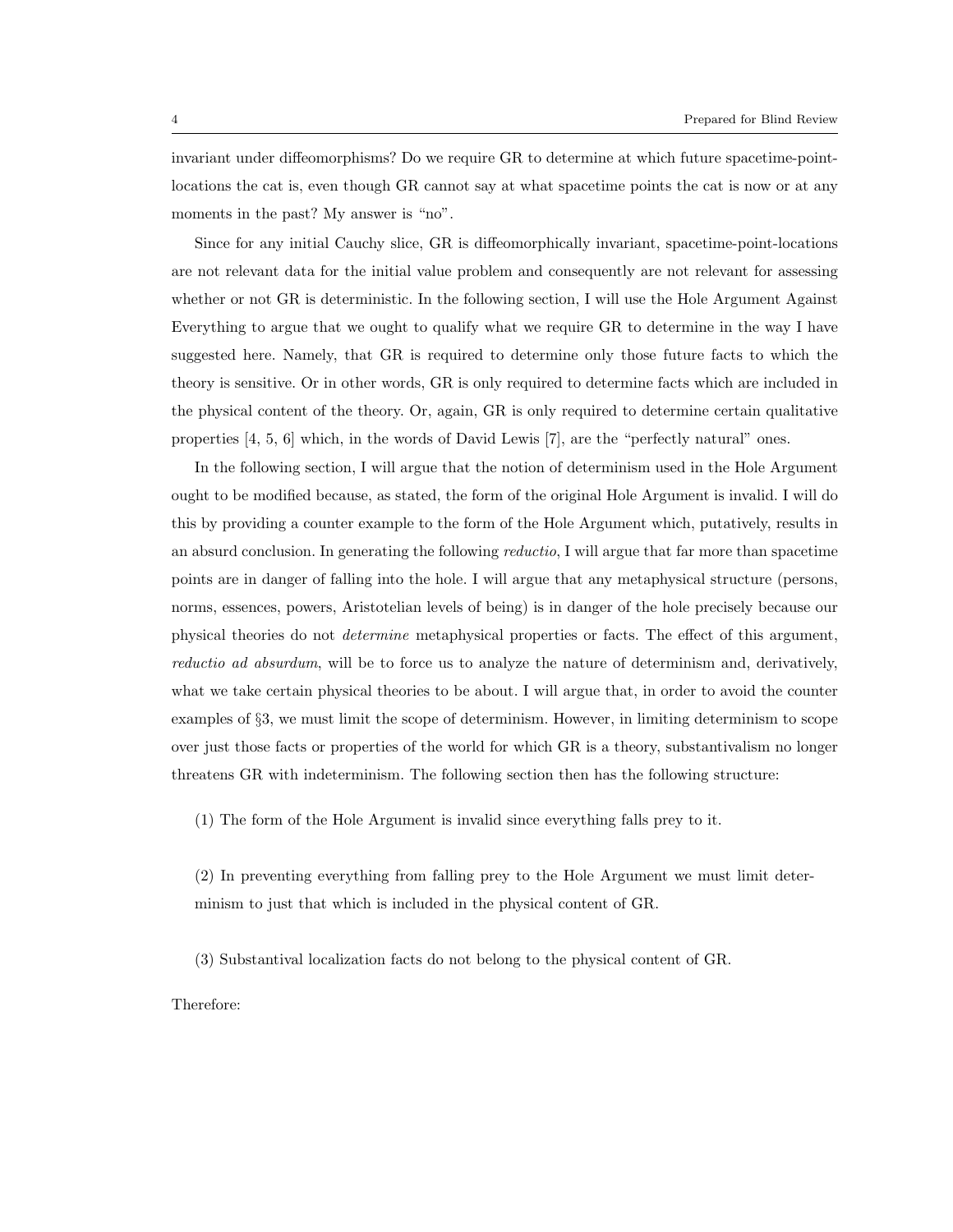invariant under diffeomorphisms? Do we require GR to determine at which future spacetime-point-locations the cat is, even though GR cannot say at what spacetime points the cat is now or at any moments in the past? My answer is "no".

Since for any initial Cauchy slice, GR is diffeomorphically invariant, spacetime-point-locations are not relevant data for the initial value problem and consequently are not relevant for assessing whether or not GR is deterministic. In the following section, I will use the Hole Argument Against Everything to argue that we ought to qualify what we require GR to determine in the way I have suggested here. Namely, that GR is required to determine only those future facts to which the theory is sensitive. Or in other words, GR is only required to determine facts which are included in the physical content of the theory. Or, again, GR is only required to determine certain qualitative properties [4, 5, 6] which, in the words of David Lewis [7], are the "perfectly natural" ones.

In the following section, I will argue that the notion of determinism used in the Hole Argument ought to be modified because, as stated, the form of the original Hole Argument is invalid. I will do this by providing a counter example to the form of the Hole Argument which, putatively, results in an absurd conclusion. In generating the following *reductio*, I will argue that far more than spacetime points are in danger of falling into the hole. I will argue that any metaphysical structure (persons, norms, essences, powers, Aristotelian levels of being) is in danger of the hole precisely because our physical theories do not *determine* metaphysical properties or facts. The effect of this argument, *reductio ad absurdum*, will be to force us to analyze the nature of determinism and, derivatively, what we take certain physical theories to be about. I will argue that, in order to avoid the counter examples of §3, we must limit the scope of determinism. However, in limiting determinism to scope over just those facts or properties of the world for which GR is a theory, substantivalism no longer threatens GR with indeterminism. The following section then has the following structure:

(1) The form of the Hole Argument is invalid since everything falls prey to it.

(2) In preventing everything from falling prey to the Hole Argument we must limit determinism to just that which is included in the physical content of GR.

(3) Substantival localization facts do not belong to the physical content of GR.

Therefore: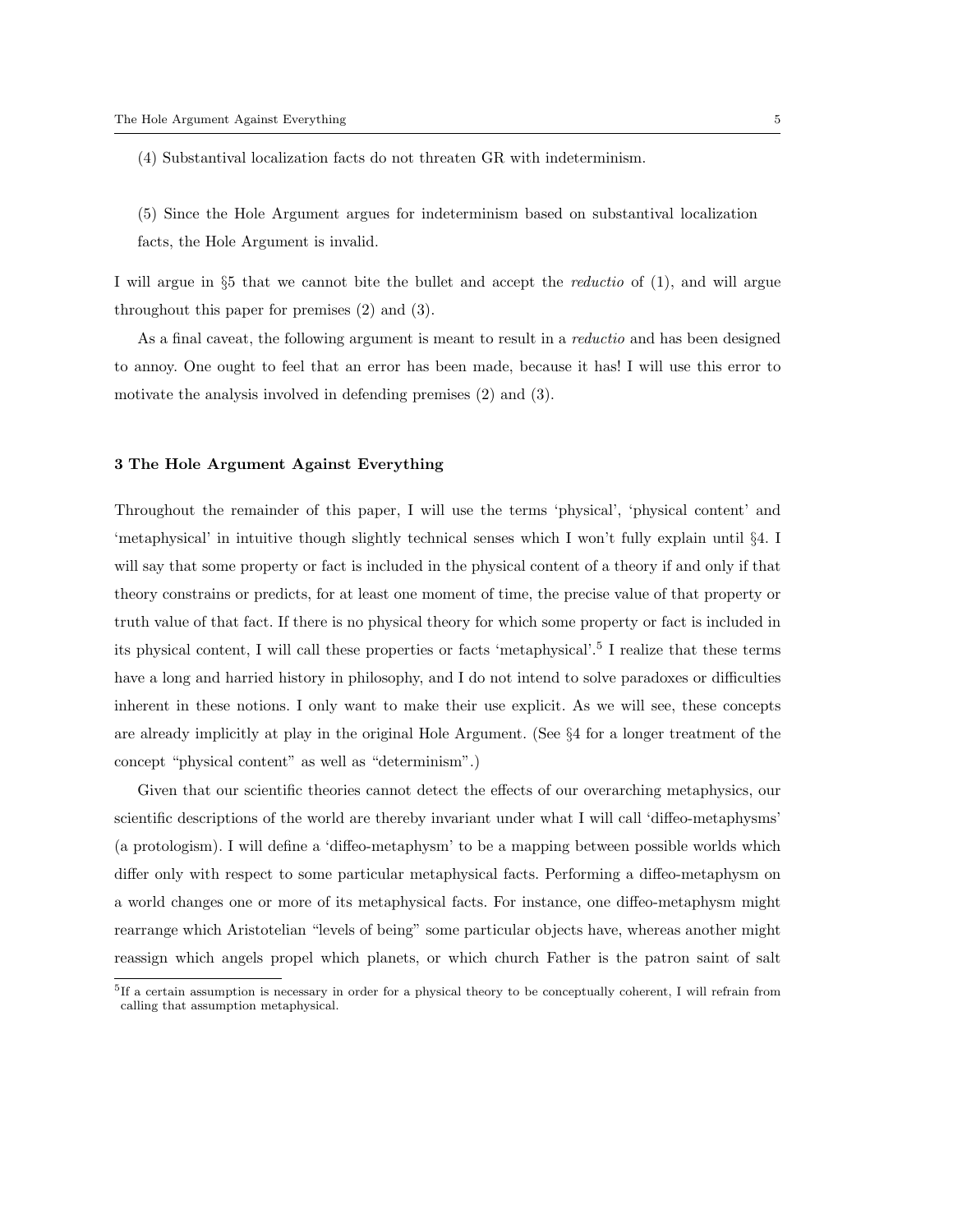(4) Substantival localization facts do not threaten GR with indeterminism.

(5) Since the Hole Argument argues for indeterminism based on substantival localization facts, the Hole Argument is invalid.

I will argue in §5 that we cannot bite the bullet and accept the *reductio* of (1), and will argue throughout this paper for premises (2) and (3).

As a final caveat, the following argument is meant to result in a *reductio* and has been designed to annoy. One ought to feel that an error has been made, because it has! I will use this error to motivate the analysis involved in defending premises (2) and (3).

### 3 The Hole Argument Against Everything

Throughout the remainder of this paper, I will use the terms 'physical', 'physical content' and 'metaphysical' in intuitive though slightly technical senses which I won't fully explain until §4. I will say that some property or fact is included in the physical content of a theory if and only if that theory constrains or predicts, for at least one moment of time, the precise value of that property or truth value of that fact. If there is no physical theory for which some property or fact is included in its physical content, I will call these properties or facts 'metaphysical'.[5] I realize that these terms have a long and harried history in philosophy, and I do not intend to solve paradoxes or difficulties inherent in these notions. I only want to make their use explicit. As we will see, these concepts are already implicitly at play in the original Hole Argument. (See §4 for a longer treatment of the concept "physical content" as well as "determinism".)

Given that our scientific theories cannot detect the effects of our overarching metaphysics, our scientific descriptions of the world are thereby invariant under what I will call 'diffeo-metaphysms' (a protologism). I will define a 'diffeo-metaphysm' to be a mapping between possible worlds which differ only with respect to some particular metaphysical facts. Performing a diffeo-metaphysm on a world changes one or more of its metaphysical facts. For instance, one diffeo-metaphysm might rearrange which Aristotelian "levels of being" some particular objects have, whereas another might reassign which angels propel which planets, or which church Father is the patron saint of salt

[5] If a certain assumption is necessary in order for a physical theory to be conceptually coherent, I will refrain from calling that assumption metaphysical.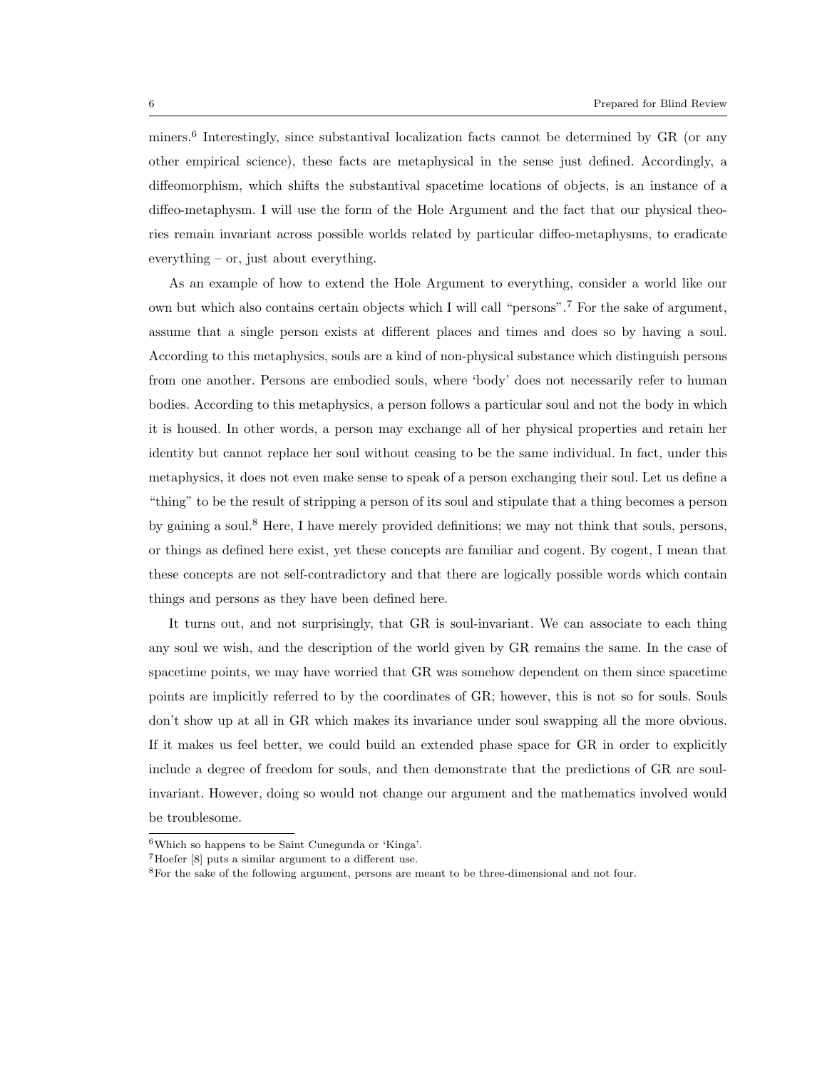miners.[6] Interestingly, since substantival localization facts cannot be determined by GR (or any other empirical science), these facts are metaphysical in the sense just defined. Accordingly, a diffeomorphism, which shifts the substantival spacetime locations of objects, is an instance of a diffeo-metaphysm. I will use the form of the Hole Argument and the fact that our physical theories remain invariant across possible worlds related by particular diffeo-metaphysms, to eradicate everything – or, just about everything.

As an example of how to extend the Hole Argument to everything, consider a world like our own but which also contains certain objects which I will call "persons".[7] For the sake of argument, assume that a single person exists at different places and times and does so by having a soul. According to this metaphysics, souls are a kind of non-physical substance which distinguish persons from one another. Persons are embodied souls, where 'body' does not necessarily refer to human bodies. According to this metaphysics, a person follows a particular soul and not the body in which it is housed. In other words, a person may exchange all of her physical properties and retain her identity but cannot replace her soul without ceasing to be the same individual. In fact, under this metaphysics, it does not even make sense to speak of a person exchanging their soul. Let us define a "thing" to be the result of stripping a person of its soul and stipulate that a thing becomes a person by gaining a soul.[8] Here, I have merely provided definitions; we may not think that souls, persons, or things as defined here exist, yet these concepts are familiar and cogent. By cogent, I mean that these concepts are not self-contradictory and that there are logically possible words which contain things and persons as they have been defined here.

It turns out, and not surprisingly, that GR is soul-invariant. We can associate to each thing any soul we wish, and the description of the world given by GR remains the same. In the case of spacetime points, we may have worried that GR was somehow dependent on them since spacetime points are implicitly referred to by the coordinates of GR; however, this is not so for souls. Souls don't show up at all in GR which makes its invariance under soul swapping all the more obvious. If it makes us feel better, we could build an extended phase space for GR in order to explicitly include a degree of freedom for souls, and then demonstrate that the predictions of GR are soul-invariant. However, doing so would not change our argument and the mathematics involved would be troublesome.

---

[6] Which so happens to be Saint Cunegunda or 'Kinga'.

[7] Hoefer [8] puts a similar argument to a different use.

[8] For the sake of the following argument, persons are meant to be three-dimensional and not four.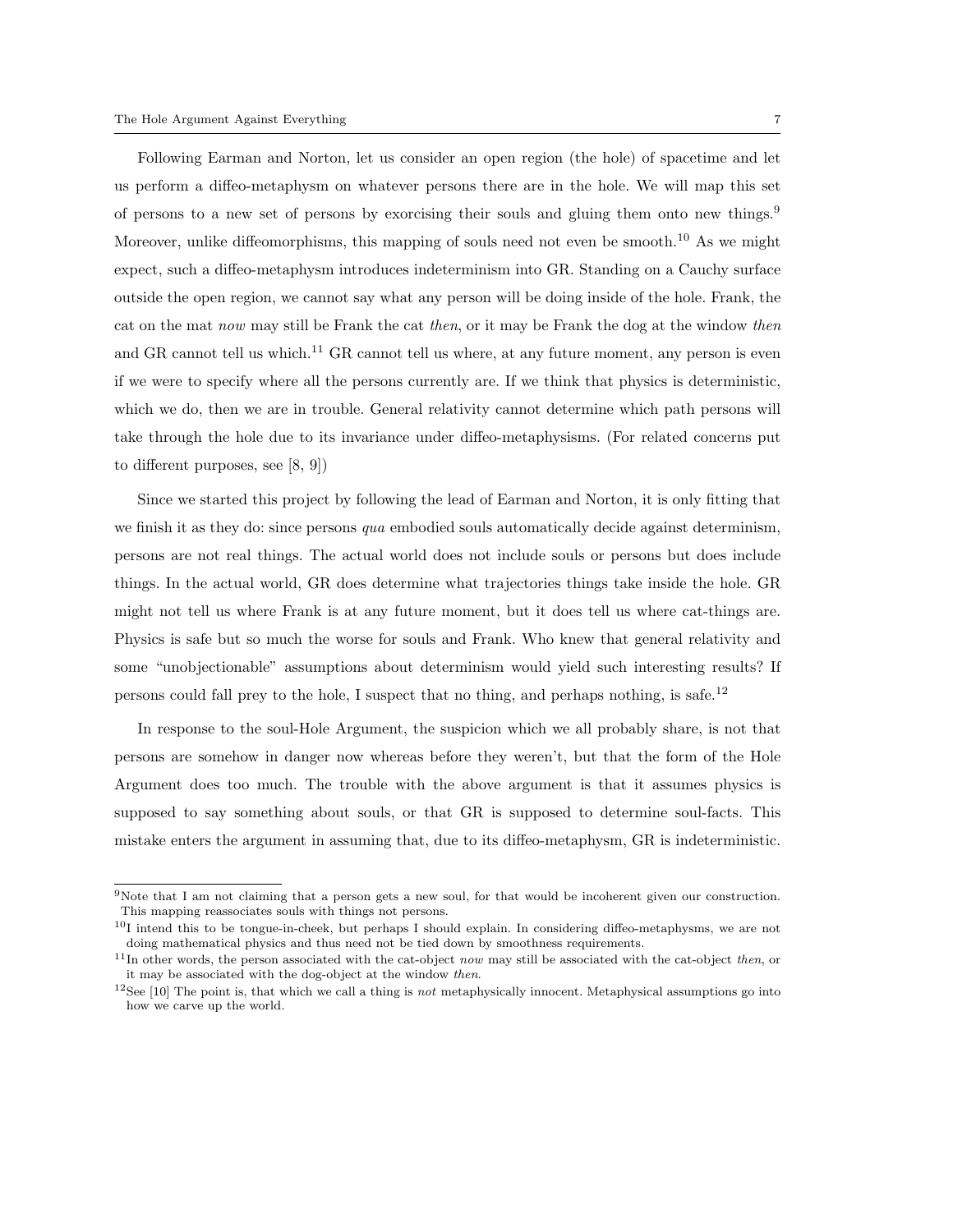Following Earman and Norton, let us consider an open region (the hole) of spacetime and let us perform a diffeo-metaphysm on whatever persons there are in the hole. We will map this set of persons to a new set of persons by exorcising their souls and gluing them onto new things.[9] Moreover, unlike diffeomorphisms, this mapping of souls need not even be smooth.[10] As we might expect, such a diffeo-metaphysm introduces indeterminism into GR. Standing on a Cauchy surface outside the open region, we cannot say what any person will be doing inside of the hole. Frank, the cat on the mat *now* may still be Frank the cat *then*, or it may be Frank the dog at the window *then* and GR cannot tell us which.[11] GR cannot tell us where, at any future moment, any person is even if we were to specify where all the persons currently are. If we think that physics is deterministic, which we do, then we are in trouble. General relativity cannot determine which path persons will take through the hole due to its invariance under diffeo-metaphysisms. (For related concerns put to different purposes, see [8, 9])

Since we started this project by following the lead of Earman and Norton, it is only fitting that we finish it as they do: since persons *qua* embodied souls automatically decide against determinism, persons are not real things. The actual world does not include souls or persons but does include things. In the actual world, GR does determine what trajectories things take inside the hole. GR might not tell us where Frank is at any future moment, but it does tell us where cat-things are. Physics is safe but so much the worse for souls and Frank. Who knew that general relativity and some "unobjectionable" assumptions about determinism would yield such interesting results? If persons could fall prey to the hole, I suspect that no thing, and perhaps nothing, is safe.[12]

In response to the soul-Hole Argument, the suspicion which we all probably share, is not that persons are somehow in danger now whereas before they weren't, but that the form of the Hole Argument does too much. The trouble with the above argument is that it assumes physics is supposed to say something about souls, or that GR is supposed to determine soul-facts. This mistake enters the argument in assuming that, due to its diffeo-metaphysm, GR is indeterministic.

---

[9] Note that I am not claiming that a person gets a new soul, for that would be incoherent given our construction. This mapping reassociates souls with things not persons.

[10] I intend this to be tongue-in-cheek, but perhaps I should explain. In considering diffeo-metaphysms, we are not doing mathematical physics and thus need not be tied down by smoothness requirements.

[11] In other words, the person associated with the cat-object *now* may still be associated with the cat-object *then*, or it may be associated with the dog-object at the window *then*.

[12] See [10] The point is, that which we call a thing is *not* metaphysically innocent. Metaphysical assumptions go into how we carve up the world.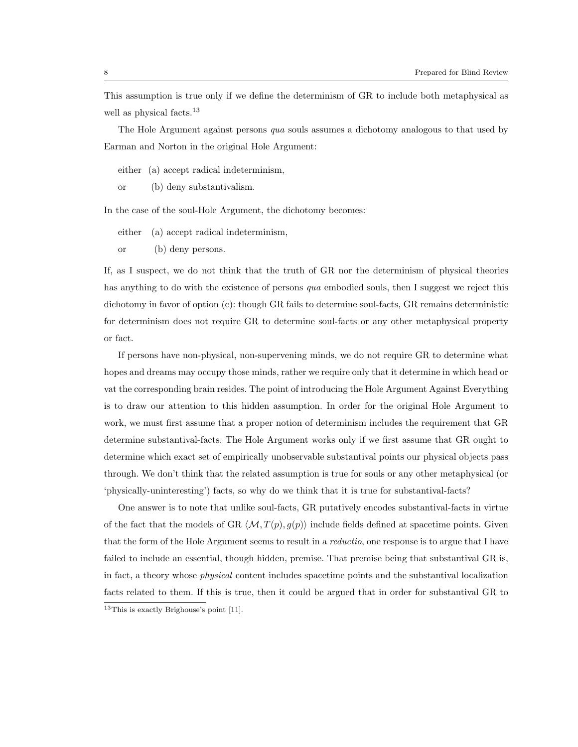This assumption is true only if we define the determinism of GR to include both metaphysical as well as physical facts.[13]

The Hole Argument against persons *qua* souls assumes a dichotomy analogous to that used by Earman and Norton in the original Hole Argument:

either (a) accept radical indeterminism,

or (b) deny substantivalism.

In the case of the soul-Hole Argument, the dichotomy becomes:

either (a) accept radical indeterminism,

or (b) deny persons.

If, as I suspect, we do not think that the truth of GR nor the determinism of physical theories has anything to do with the existence of persons *qua* embodied souls, then I suggest we reject this dichotomy in favor of option (c): though GR fails to determine soul-facts, GR remains deterministic for determinism does not require GR to determine soul-facts or any other metaphysical property or fact.

If persons have non-physical, non-supervening minds, we do not require GR to determine what hopes and dreams may occupy those minds, rather we require only that it determine in which head or vat the corresponding brain resides. The point of introducing the Hole Argument Against Everything is to draw our attention to this hidden assumption. In order for the original Hole Argument to work, we must first assume that a proper notion of determinism includes the requirement that GR determine substantival-facts. The Hole Argument works only if we first assume that GR ought to determine which exact set of empirically unobservable substantival points our physical objects pass through. We don't think that the related assumption is true for souls or any other metaphysical (or 'physically-uninteresting') facts, so why do we think that it is true for substantival-facts?

One answer is to note that unlike soul-facts, GR putatively encodes substantival-facts in virtue of the fact that the models of GR $\langle \mathcal{M}, T(p), g(p) \rangle$ include fields defined at spacetime points. Given that the form of the Hole Argument seems to result in a *reductio*, one response is to argue that I have failed to include an essential, though hidden, premise. That premise being that substantival GR is, in fact, a theory whose *physical* content includes spacetime points and the substantival localization facts related to them. If this is true, then it could be argued that in order for substantival GR to

[13] This is exactly Brighouse's point [11].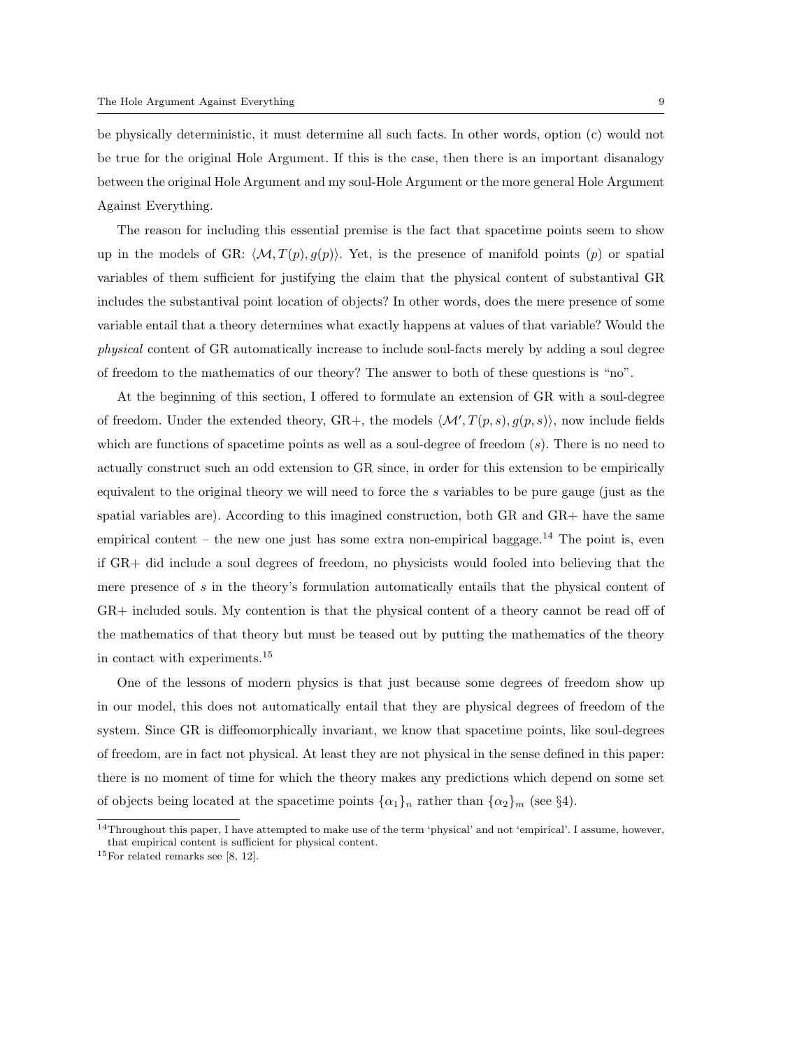be physically deterministic, it must determine all such facts. In other words, option (c) would not be true for the original Hole Argument. If this is the case, then there is an important disanalogy between the original Hole Argument and my soul-Hole Argument or the more general Hole Argument Against Everything.

The reason for including this essential premise is the fact that spacetime points seem to show up in the models of GR: $\langle \mathcal{M}, T(p), g(p) \rangle$. Yet, is the presence of manifold points ($p$) or spatial variables of them sufficient for justifying the claim that the physical content of substantival GR includes the substantival point location of objects? In other words, does the mere presence of some variable entail that a theory determines what exactly happens at values of that variable? Would the *physical* content of GR automatically increase to include soul-facts merely by adding a soul degree of freedom to the mathematics of our theory? The answer to both of these questions is "no".

At the beginning of this section, I offered to formulate an extension of GR with a soul-degree of freedom. Under the extended theory, GR+, the models $\langle \mathcal{M}', T(p,s), g(p,s) \rangle$, now include fields which are functions of spacetime points as well as a soul-degree of freedom ($s$). There is no need to actually construct such an odd extension to GR since, in order for this extension to be empirically equivalent to the original theory we will need to force the $s$ variables to be pure gauge (just as the spatial variables are). According to this imagined construction, both GR and GR+ have the same empirical content – the new one just has some extra non-empirical baggage.[14] The point is, even if GR+ did include a soul degrees of freedom, no physicists would fooled into believing that the mere presence of $s$ in the theory's formulation automatically entails that the physical content of GR+ included souls. My contention is that the physical content of a theory cannot be read off of the mathematics of that theory but must be teased out by putting the mathematics of the theory in contact with experiments.[15]

One of the lessons of modern physics is that just because some degrees of freedom show up in our model, this does not automatically entail that they are physical degrees of freedom of the system. Since GR is diffeomorphically invariant, we know that spacetime points, like soul-degrees of freedom, are in fact not physical. At least they are not physical in the sense defined in this paper: there is no moment of time for which the theory makes any predictions which depend on some set of objects being located at the spacetime points $\{\alpha_1\}_n$ rather than $\{\alpha_2\}_m$ (see §4).

[14] Throughout this paper, I have attempted to make use of the term 'physical' and not 'empirical'. I assume, however, that empirical content is sufficient for physical content.

[15] For related remarks see [8, 12].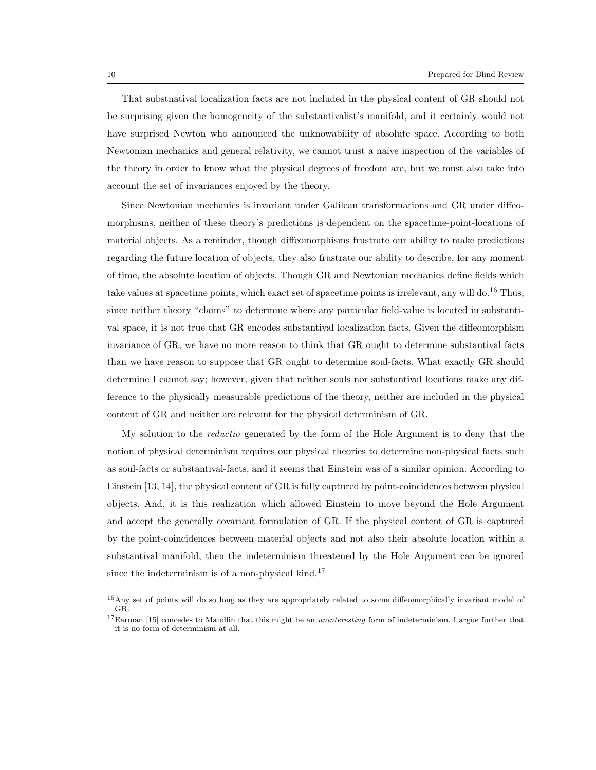That substnatival localization facts are not included in the physical content of GR should not be surprising given the homogeneity of the substantivalist's manifold, and it certainly would not have surprised Newton who announced the unknowability of absolute space. According to both Newtonian mechanics and general relativity, we cannot trust a naïve inspection of the variables of the theory in order to know what the physical degrees of freedom are, but we must also take into account the set of invariances enjoyed by the theory.

Since Newtonian mechanics is invariant under Galilean transformations and GR under diffeomorphisms, neither of these theory's predictions is dependent on the spacetime-point-locations of material objects. As a reminder, though diffeomorphisms frustrate our ability to make predictions regarding the future location of objects, they also frustrate our ability to describe, for any moment of time, the absolute location of objects. Though GR and Newtonian mechanics define fields which take values at spacetime points, which exact set of spacetime points is irrelevant, any will do.[16] Thus, since neither theory "claims" to determine where any particular field-value is located in substantival space, it is not true that GR encodes substantival localization facts. Given the diffeomorphism invariance of GR, we have no more reason to think that GR ought to determine substantival facts than we have reason to suppose that GR ought to determine soul-facts. What exactly GR should determine I cannot say; however, given that neither souls nor substantival locations make any difference to the physically measurable predictions of the theory, neither are included in the physical content of GR and neither are relevant for the physical determinism of GR.

My solution to the *reductio* generated by the form of the Hole Argument is to deny that the notion of physical determinism requires our physical theories to determine non-physical facts such as soul-facts or substantival-facts, and it seems that Einstein was of a similar opinion. According to Einstein [13, 14], the physical content of GR is fully captured by point-coincidences between physical objects. And, it is this realization which allowed Einstein to move beyond the Hole Argument and accept the generally covariant formulation of GR. If the physical content of GR is captured by the point-coincidences between material objects and not also their absolute location within a substantival manifold, then the indeterminism threatened by the Hole Argument can be ignored since the indeterminism is of a non-physical kind.[17]

[16] Any set of points will do so long as they are appropriately related to some diffeomorphically invariant model of GR.

[17] Earman [15] concedes to Maudlin that this might be an *uninteresting* form of indeterminism. I argue further that it is no form of determinism at all.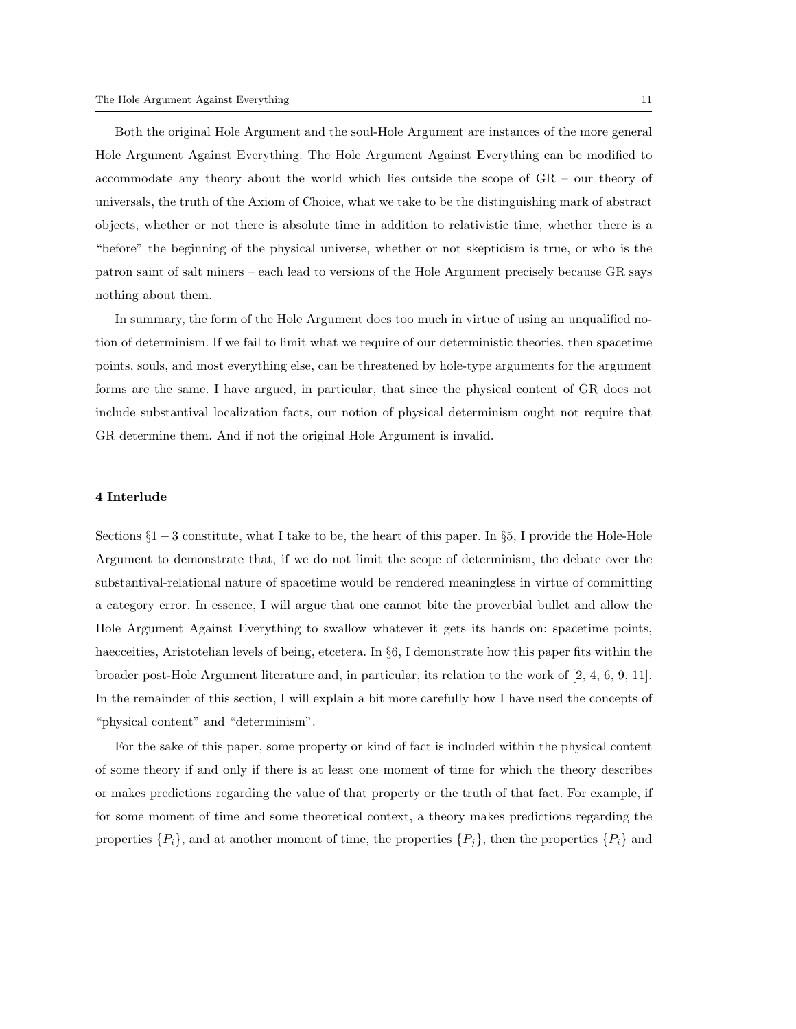Both the original Hole Argument and the soul-Hole Argument are instances of the more general Hole Argument Against Everything. The Hole Argument Against Everything can be modified to accommodate any theory about the world which lies outside the scope of GR – our theory of universals, the truth of the Axiom of Choice, what we take to be the distinguishing mark of abstract objects, whether or not there is absolute time in addition to relativistic time, whether there is a "before" the beginning of the physical universe, whether or not skepticism is true, or who is the patron saint of salt miners – each lead to versions of the Hole Argument precisely because GR says nothing about them.

In summary, the form of the Hole Argument does too much in virtue of using an unqualified notion of determinism. If we fail to limit what we require of our deterministic theories, then spacetime points, souls, and most everything else, can be threatened by hole-type arguments for the argument forms are the same. I have argued, in particular, that since the physical content of GR does not include substantival localization facts, our notion of physical determinism ought not require that GR determine them. And if not the original Hole Argument is invalid.

## 4 Interlude

Sections §1 − 3 constitute, what I take to be, the heart of this paper. In §5, I provide the Hole-Hole Argument to demonstrate that, if we do not limit the scope of determinism, the debate over the substantival-relational nature of spacetime would be rendered meaningless in virtue of committing a category error. In essence, I will argue that one cannot bite the proverbial bullet and allow the Hole Argument Against Everything to swallow whatever it gets its hands on: spacetime points, haecceities, Aristotelian levels of being, etcetera. In §6, I demonstrate how this paper fits within the broader post-Hole Argument literature and, in particular, its relation to the work of [2, 4, 6, 9, 11]. In the remainder of this section, I will explain a bit more carefully how I have used the concepts of "physical content" and "determinism".

For the sake of this paper, some property or kind of fact is included within the physical content of some theory if and only if there is at least one moment of time for which the theory describes or makes predictions regarding the value of that property or the truth of that fact. For example, if for some moment of time and some theoretical context, a theory makes predictions regarding the properties $\{P_i\}$, and at another moment of time, the properties $\{P_j\}$, then the properties $\{P_i\}$ and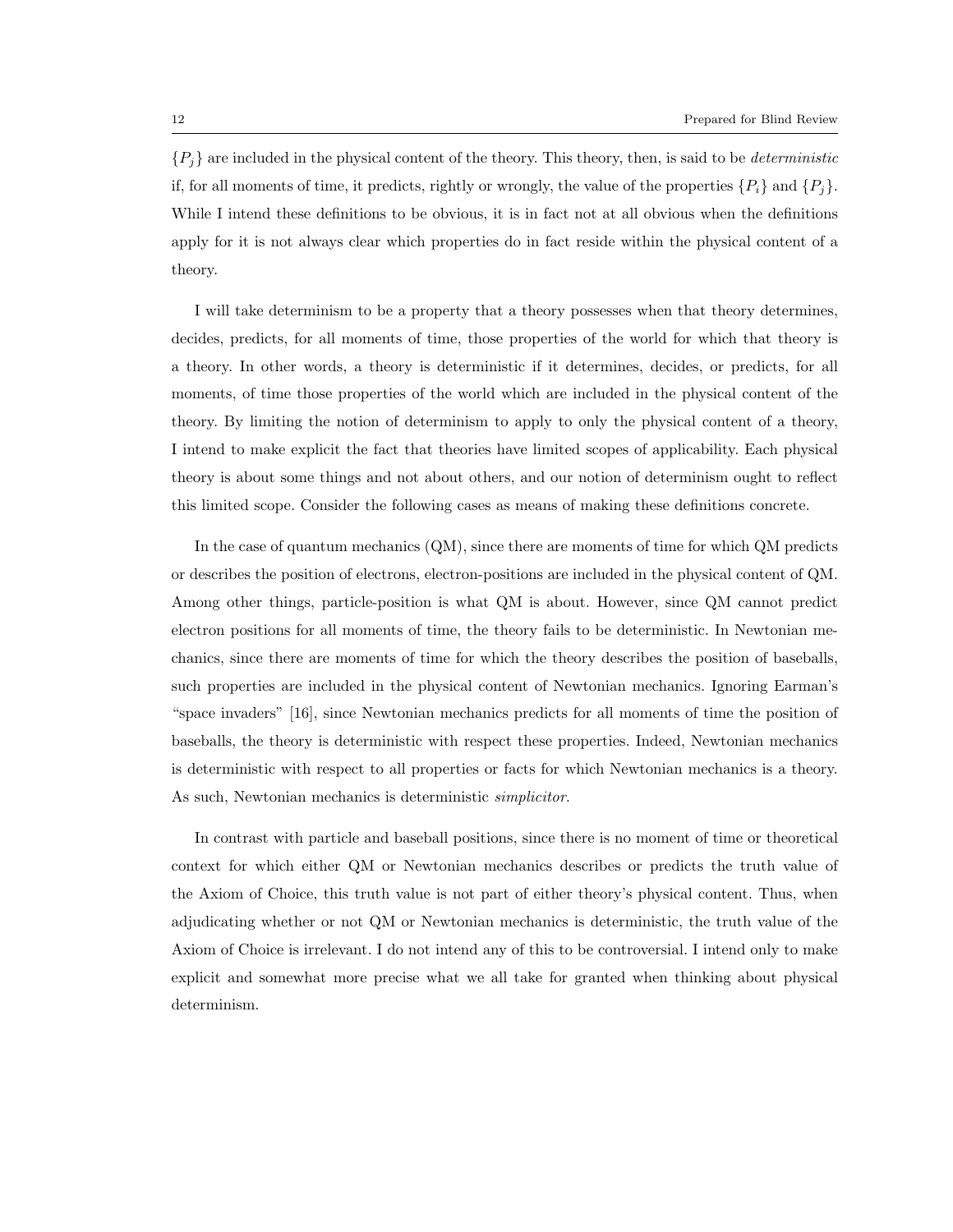$\{P_j\}$ are included in the physical content of the theory. This theory, then, is said to be *deterministic* if, for all moments of time, it predicts, rightly or wrongly, the value of the properties $\{P_i\}$ and $\{P_j\}$. While I intend these definitions to be obvious, it is in fact not at all obvious when the definitions apply for it is not always clear which properties do in fact reside within the physical content of a theory.

I will take determinism to be a property that a theory possesses when that theory determines, decides, predicts, for all moments of time, those properties of the world for which that theory is a theory. In other words, a theory is deterministic if it determines, decides, or predicts, for all moments, of time those properties of the world which are included in the physical content of the theory. By limiting the notion of determinism to apply to only the physical content of a theory, I intend to make explicit the fact that theories have limited scopes of applicability. Each physical theory is about some things and not about others, and our notion of determinism ought to reflect this limited scope. Consider the following cases as means of making these definitions concrete.

In the case of quantum mechanics (QM), since there are moments of time for which QM predicts or describes the position of electrons, electron-positions are included in the physical content of QM. Among other things, particle-position is what QM is about. However, since QM cannot predict electron positions for all moments of time, the theory fails to be deterministic. In Newtonian mechanics, since there are moments of time for which the theory describes the position of baseballs, such properties are included in the physical content of Newtonian mechanics. Ignoring Earman's "space invaders" [16], since Newtonian mechanics predicts for all moments of time the position of baseballs, the theory is deterministic with respect these properties. Indeed, Newtonian mechanics is deterministic with respect to all properties or facts for which Newtonian mechanics is a theory. As such, Newtonian mechanics is deterministic *simplicitor*.

In contrast with particle and baseball positions, since there is no moment of time or theoretical context for which either QM or Newtonian mechanics describes or predicts the truth value of the Axiom of Choice, this truth value is not part of either theory's physical content. Thus, when adjudicating whether or not QM or Newtonian mechanics is deterministic, the truth value of the Axiom of Choice is irrelevant. I do not intend any of this to be controversial. I intend only to make explicit and somewhat more precise what we all take for granted when thinking about physical determinism.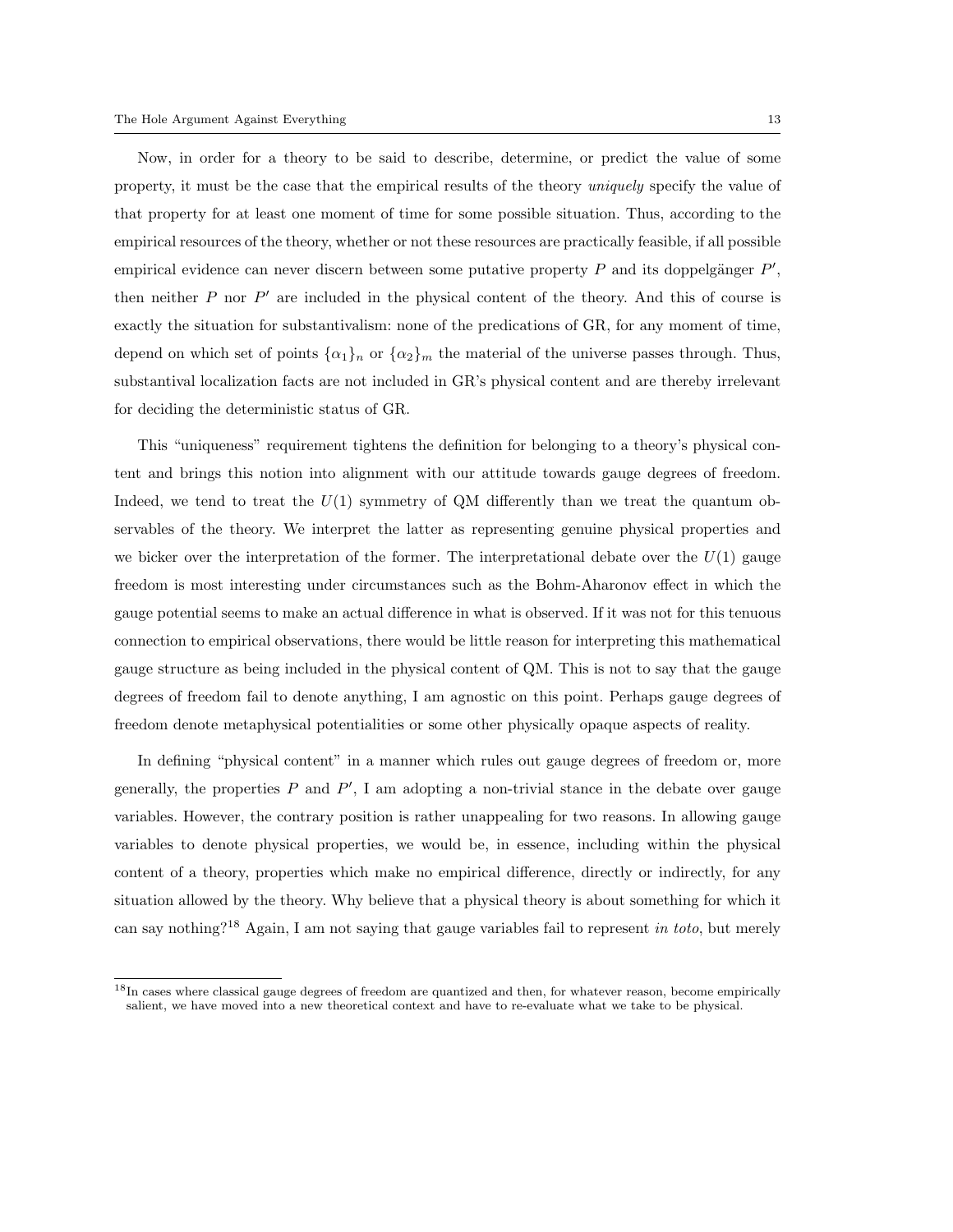Now, in order for a theory to be said to describe, determine, or predict the value of some property, it must be the case that the empirical results of the theory *uniquely* specify the value of that property for at least one moment of time for some possible situation. Thus, according to the empirical resources of the theory, whether or not these resources are practically feasible, if all possible empirical evidence can never discern between some putative property $P$ and its doppelgänger $P'$, then neither $P$ nor $P'$ are included in the physical content of the theory. And this of course is exactly the situation for substantivalism: none of the predications of GR, for any moment of time, depend on which set of points $\{\alpha_1\}_n$ or $\{\alpha_2\}_m$ the material of the universe passes through. Thus, substantival localization facts are not included in GR's physical content and are thereby irrelevant for deciding the deterministic status of GR.

This "uniqueness" requirement tightens the definition for belonging to a theory's physical content and brings this notion into alignment with our attitude towards gauge degrees of freedom. Indeed, we tend to treat the $U(1)$ symmetry of QM differently than we treat the quantum observables of the theory. We interpret the latter as representing genuine physical properties and we bicker over the interpretation of the former. The interpretational debate over the $U(1)$ gauge freedom is most interesting under circumstances such as the Bohm-Aharonov effect in which the gauge potential seems to make an actual difference in what is observed. If it was not for this tenuous connection to empirical observations, there would be little reason for interpreting this mathematical gauge structure as being included in the physical content of QM. This is not to say that the gauge degrees of freedom fail to denote anything, I am agnostic on this point. Perhaps gauge degrees of freedom denote metaphysical potentialities or some other physically opaque aspects of reality.

In defining "physical content" in a manner which rules out gauge degrees of freedom or, more generally, the properties $P$ and $P'$, I am adopting a non-trivial stance in the debate over gauge variables. However, the contrary position is rather unappealing for two reasons. In allowing gauge variables to denote physical properties, we would be, in essence, including within the physical content of a theory, properties which make no empirical difference, directly or indirectly, for any situation allowed by the theory. Why believe that a physical theory is about something for which it can say nothing?[18] Again, I am not saying that gauge variables fail to represent *in toto*, but merely

[18] In cases where classical gauge degrees of freedom are quantized and then, for whatever reason, become empirically salient, we have moved into a new theoretical context and have to re-evaluate what we take to be physical.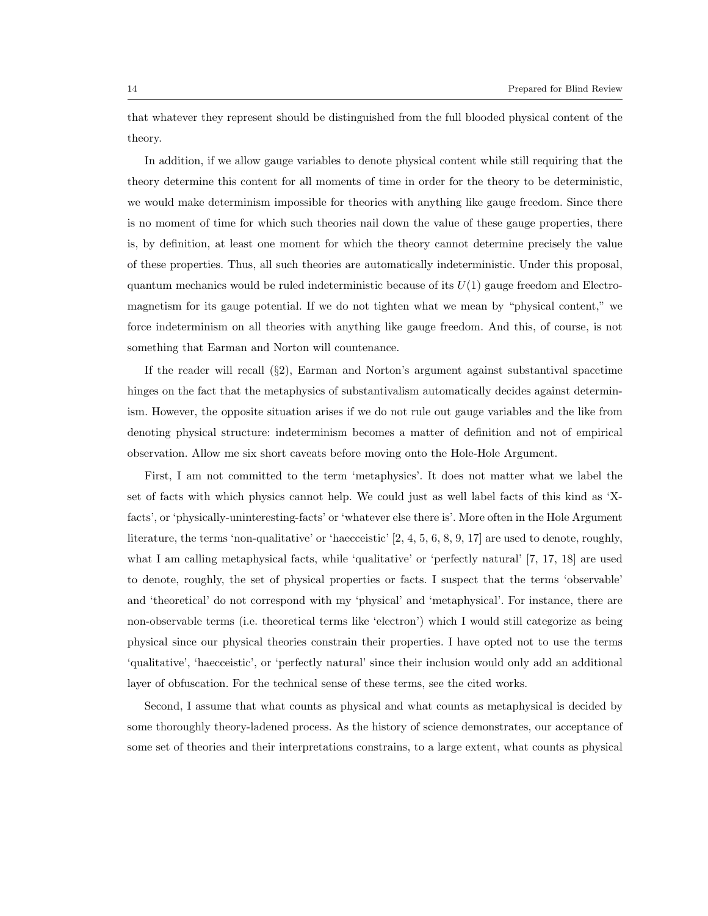that whatever they represent should be distinguished from the full blooded physical content of the theory.

In addition, if we allow gauge variables to denote physical content while still requiring that the theory determine this content for all moments of time in order for the theory to be deterministic, we would make determinism impossible for theories with anything like gauge freedom. Since there is no moment of time for which such theories nail down the value of these gauge properties, there is, by definition, at least one moment for which the theory cannot determine precisely the value of these properties. Thus, all such theories are automatically indeterministic. Under this proposal, quantum mechanics would be ruled indeterministic because of its $U(1)$ gauge freedom and Electromagnetism for its gauge potential. If we do not tighten what we mean by "physical content," we force indeterminism on all theories with anything like gauge freedom. And this, of course, is not something that Earman and Norton will countenance.

If the reader will recall (§2), Earman and Norton's argument against substantival spacetime hinges on the fact that the metaphysics of substantivalism automatically decides against determinism. However, the opposite situation arises if we do not rule out gauge variables and the like from denoting physical structure: indeterminism becomes a matter of definition and not of empirical observation. Allow me six short caveats before moving onto the Hole-Hole Argument.

First, I am not committed to the term 'metaphysics'. It does not matter what we label the set of facts with which physics cannot help. We could just as well label facts of this kind as 'X-facts', or 'physically-uninteresting-facts' or 'whatever else there is'. More often in the Hole Argument literature, the terms 'non-qualitative' or 'haecceistic' [2, 4, 5, 6, 8, 9, 17] are used to denote, roughly, what I am calling metaphysical facts, while 'qualitative' or 'perfectly natural' [7, 17, 18] are used to denote, roughly, the set of physical properties or facts. I suspect that the terms 'observable' and 'theoretical' do not correspond with my 'physical' and 'metaphysical'. For instance, there are non-observable terms (i.e. theoretical terms like 'electron') which I would still categorize as being physical since our physical theories constrain their properties. I have opted not to use the terms 'qualitative', 'haecceistic', or 'perfectly natural' since their inclusion would only add an additional layer of obfuscation. For the technical sense of these terms, see the cited works.

Second, I assume that what counts as physical and what counts as metaphysical is decided by some thoroughly theory-ladened process. As the history of science demonstrates, our acceptance of some set of theories and their interpretations constrains, to a large extent, what counts as physical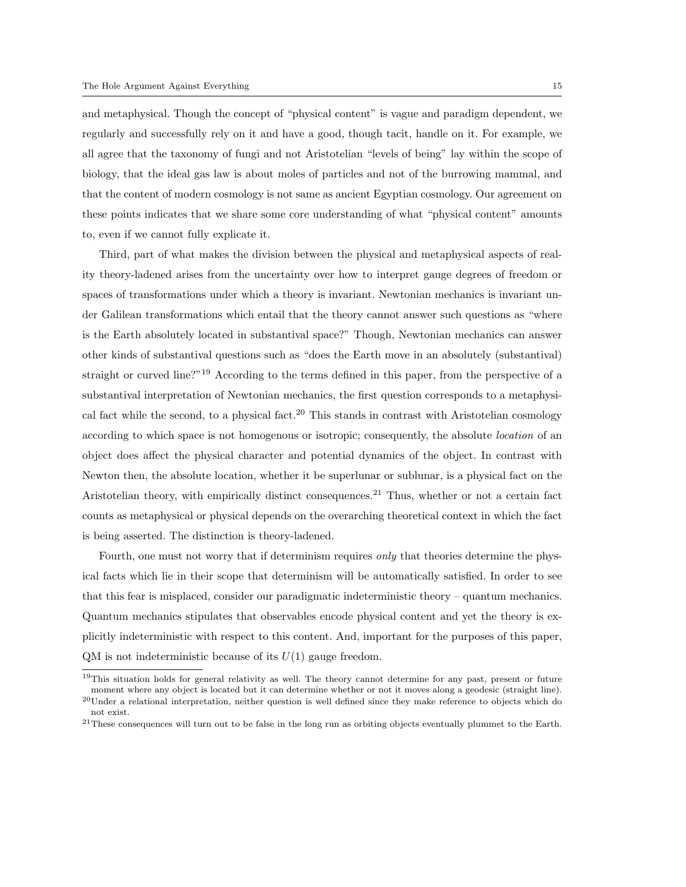and metaphysical. Though the concept of "physical content" is vague and paradigm dependent, we regularly and successfully rely on it and have a good, though tacit, handle on it. For example, we all agree that the taxonomy of fungi and not Aristotelian "levels of being" lay within the scope of biology, that the ideal gas law is about moles of particles and not of the burrowing mammal, and that the content of modern cosmology is not same as ancient Egyptian cosmology. Our agreement on these points indicates that we share some core understanding of what "physical content" amounts to, even if we cannot fully explicate it.

Third, part of what makes the division between the physical and metaphysical aspects of reality theory-ladened arises from the uncertainty over how to interpret gauge degrees of freedom or spaces of transformations under which a theory is invariant. Newtonian mechanics is invariant under Galilean transformations which entail that the theory cannot answer such questions as "where is the Earth absolutely located in substantival space?" Though, Newtonian mechanics can answer other kinds of substantival questions such as "does the Earth move in an absolutely (substantival) straight or curved line?"[19] According to the terms defined in this paper, from the perspective of a substantival interpretation of Newtonian mechanics, the first question corresponds to a metaphysical fact while the second, to a physical fact.[20] This stands in contrast with Aristotelian cosmology according to which space is not homogenous or isotropic; consequently, the absolute *location* of an object does affect the physical character and potential dynamics of the object. In contrast with Newton then, the absolute location, whether it be superlunar or sublunar, is a physical fact on the Aristotelian theory, with empirically distinct consequences.[21] Thus, whether or not a certain fact counts as metaphysical or physical depends on the overarching theoretical context in which the fact is being asserted. The distinction is theory-ladened.

Fourth, one must not worry that if determinism requires *only* that theories determine the physical facts which lie in their scope that determinism will be automatically satisfied. In order to see that this fear is misplaced, consider our paradigmatic indeterministic theory – quantum mechanics. Quantum mechanics stipulates that observables encode physical content and yet the theory is explicitly indeterministic with respect to this content. And, important for the purposes of this paper, QM is not indeterministic because of its $U(1)$ gauge freedom.

[19] This situation holds for general relativity as well. The theory cannot determine for any past, present or future moment where any object is located but it can determine whether or not it moves along a geodesic (straight line).

[20] Under a relational interpretation, neither question is well defined since they make reference to objects which do not exist.

[21] These consequences will turn out to be false in the long run as orbiting objects eventually plummet to the Earth.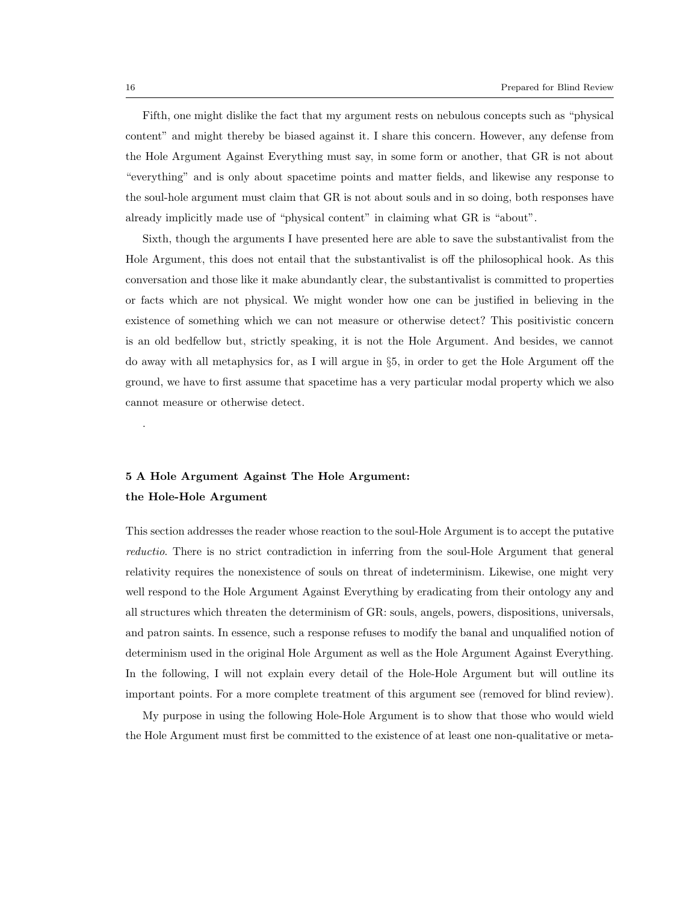Fifth, one might dislike the fact that my argument rests on nebulous concepts such as "physical content" and might thereby be biased against it. I share this concern. However, any defense from the Hole Argument Against Everything must say, in some form or another, that GR is not about "everything" and is only about spacetime points and matter fields, and likewise any response to the soul-hole argument must claim that GR is not about souls and in so doing, both responses have already implicitly made use of "physical content" in claiming what GR is "about".

Sixth, though the arguments I have presented here are able to save the substantivalist from the Hole Argument, this does not entail that the substantivalist is off the philosophical hook. As this conversation and those like it make abundantly clear, the substantivalist is committed to properties or facts which are not physical. We might wonder how one can be justified in believing in the existence of something which we can not measure or otherwise detect? This positivistic concern is an old bedfellow but, strictly speaking, it is not the Hole Argument. And besides, we cannot do away with all metaphysics for, as I will argue in §5, in order to get the Hole Argument off the ground, we have to first assume that spacetime has a very particular modal property which we also cannot measure or otherwise detect.

.

## 5 A Hole Argument Against The Hole Argument: the Hole-Hole Argument

This section addresses the reader whose reaction to the soul-Hole Argument is to accept the putative *reductio*. There is no strict contradiction in inferring from the soul-Hole Argument that general relativity requires the nonexistence of souls on threat of indeterminism. Likewise, one might very well respond to the Hole Argument Against Everything by eradicating from their ontology any and all structures which threaten the determinism of GR: souls, angels, powers, dispositions, universals, and patron saints. In essence, such a response refuses to modify the banal and unqualified notion of determinism used in the original Hole Argument as well as the Hole Argument Against Everything. In the following, I will not explain every detail of the Hole-Hole Argument but will outline its important points. For a more complete treatment of this argument see (removed for blind review).

My purpose in using the following Hole-Hole Argument is to show that those who would wield the Hole Argument must first be committed to the existence of at least one non-qualitative or meta-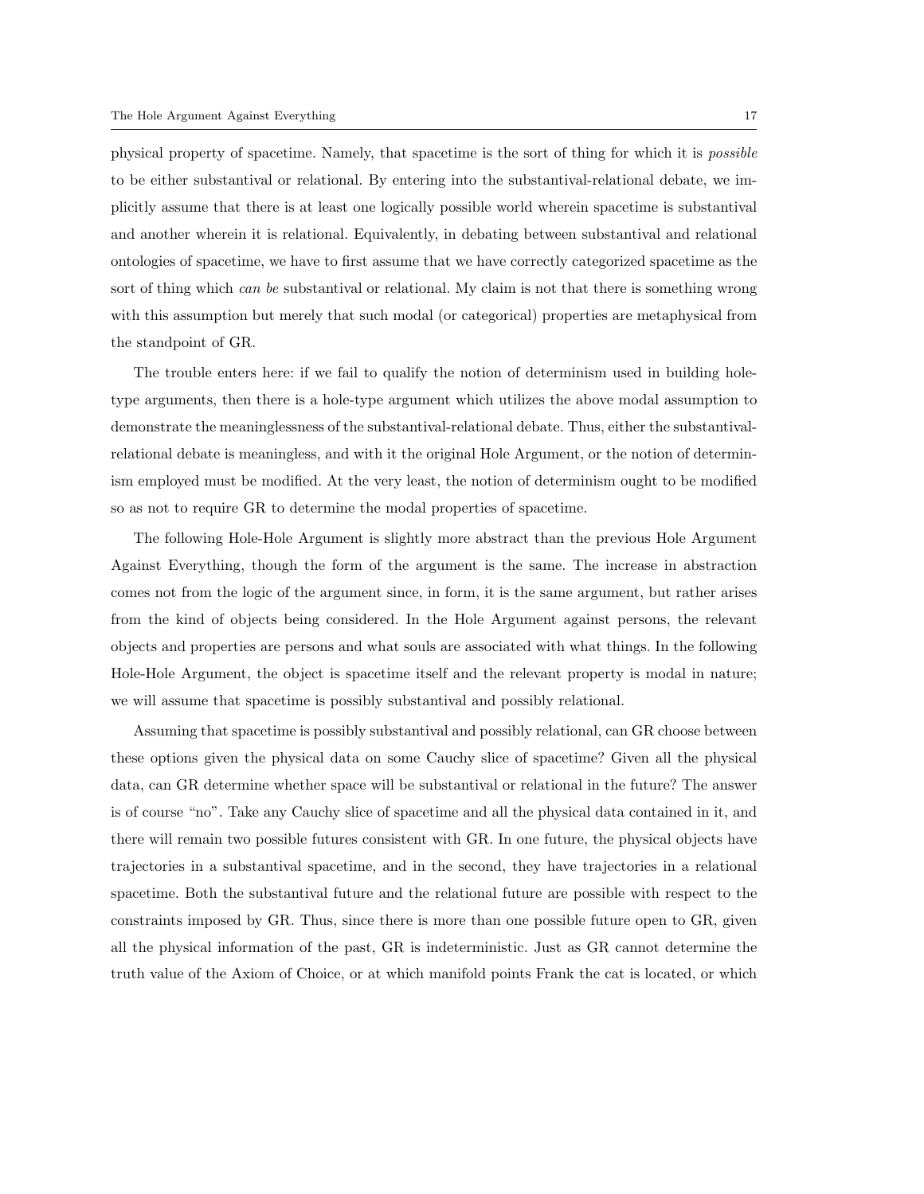physical property of spacetime. Namely, that spacetime is the sort of thing for which it is *possible* to be either substantival or relational. By entering into the substantival-relational debate, we implicitly assume that there is at least one logically possible world wherein spacetime is substantival and another wherein it is relational. Equivalently, in debating between substantival and relational ontologies of spacetime, we have to first assume that we have correctly categorized spacetime as the sort of thing which *can be* substantival or relational. My claim is not that there is something wrong with this assumption but merely that such modal (or categorical) properties are metaphysical from the standpoint of GR.

The trouble enters here: if we fail to qualify the notion of determinism used in building hole-type arguments, then there is a hole-type argument which utilizes the above modal assumption to demonstrate the meaninglessness of the substantival-relational debate. Thus, either the substantival-relational debate is meaningless, and with it the original Hole Argument, or the notion of determinism employed must be modified. At the very least, the notion of determinism ought to be modified so as not to require GR to determine the modal properties of spacetime.

The following Hole-Hole Argument is slightly more abstract than the previous Hole Argument Against Everything, though the form of the argument is the same. The increase in abstraction comes not from the logic of the argument since, in form, it is the same argument, but rather arises from the kind of objects being considered. In the Hole Argument against persons, the relevant objects and properties are persons and what souls are associated with what things. In the following Hole-Hole Argument, the object is spacetime itself and the relevant property is modal in nature; we will assume that spacetime is possibly substantival and possibly relational.

Assuming that spacetime is possibly substantival and possibly relational, can GR choose between these options given the physical data on some Cauchy slice of spacetime? Given all the physical data, can GR determine whether space will be substantival or relational in the future? The answer is of course "no". Take any Cauchy slice of spacetime and all the physical data contained in it, and there will remain two possible futures consistent with GR. In one future, the physical objects have trajectories in a substantival spacetime, and in the second, they have trajectories in a relational spacetime. Both the substantival future and the relational future are possible with respect to the constraints imposed by GR. Thus, since there is more than one possible future open to GR, given all the physical information of the past, GR is indeterministic. Just as GR cannot determine the truth value of the Axiom of Choice, or at which manifold points Frank the cat is located, or which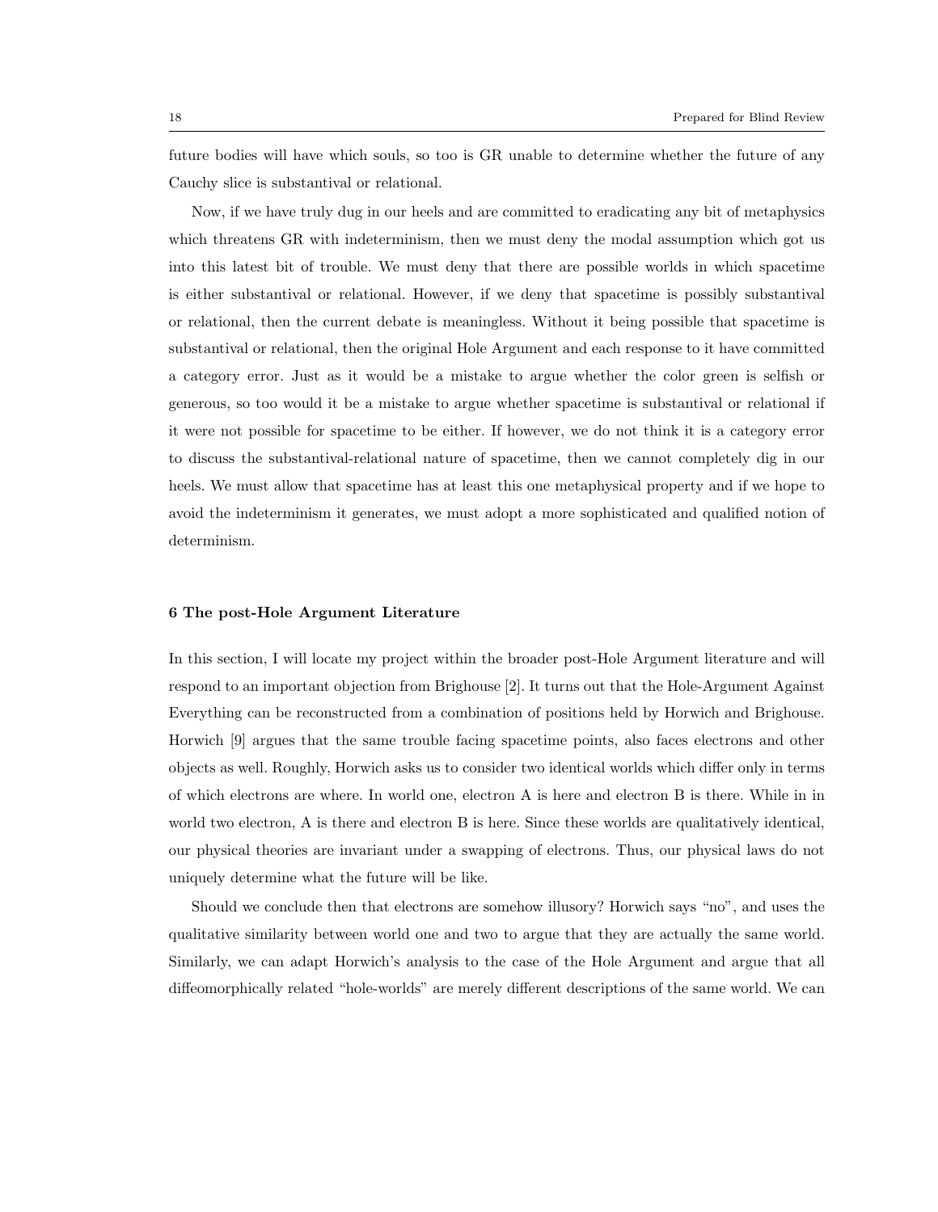future bodies will have which souls, so too is GR unable to determine whether the future of any Cauchy slice is substantival or relational.

Now, if we have truly dug in our heels and are committed to eradicating any bit of metaphysics which threatens GR with indeterminism, then we must deny the modal assumption which got us into this latest bit of trouble. We must deny that there are possible worlds in which spacetime is either substantival or relational. However, if we deny that spacetime is possibly substantival or relational, then the current debate is meaningless. Without it being possible that spacetime is substantival or relational, then the original Hole Argument and each response to it have committed a category error. Just as it would be a mistake to argue whether the color green is selfish or generous, so too would it be a mistake to argue whether spacetime is substantival or relational if it were not possible for spacetime to be either. If however, we do not think it is a category error to discuss the substantival-relational nature of spacetime, then we cannot completely dig in our heels. We must allow that spacetime has at least this one metaphysical property and if we hope to avoid the indeterminism it generates, we must adopt a more sophisticated and qualified notion of determinism.

## 6 The post-Hole Argument Literature

In this section, I will locate my project within the broader post-Hole Argument literature and will respond to an important objection from Brighouse [2]. It turns out that the Hole-Argument Against Everything can be reconstructed from a combination of positions held by Horwich and Brighouse. Horwich [9] argues that the same trouble facing spacetime points, also faces electrons and other objects as well. Roughly, Horwich asks us to consider two identical worlds which differ only in terms of which electrons are where. In world one, electron A is here and electron B is there. While in in world two electron, A is there and electron B is here. Since these worlds are qualitatively identical, our physical theories are invariant under a swapping of electrons. Thus, our physical laws do not uniquely determine what the future will be like.

Should we conclude then that electrons are somehow illusory? Horwich says "no", and uses the qualitative similarity between world one and two to argue that they are actually the same world. Similarly, we can adapt Horwich's analysis to the case of the Hole Argument and argue that all diffeomorphically related "hole-worlds" are merely different descriptions of the same world. We can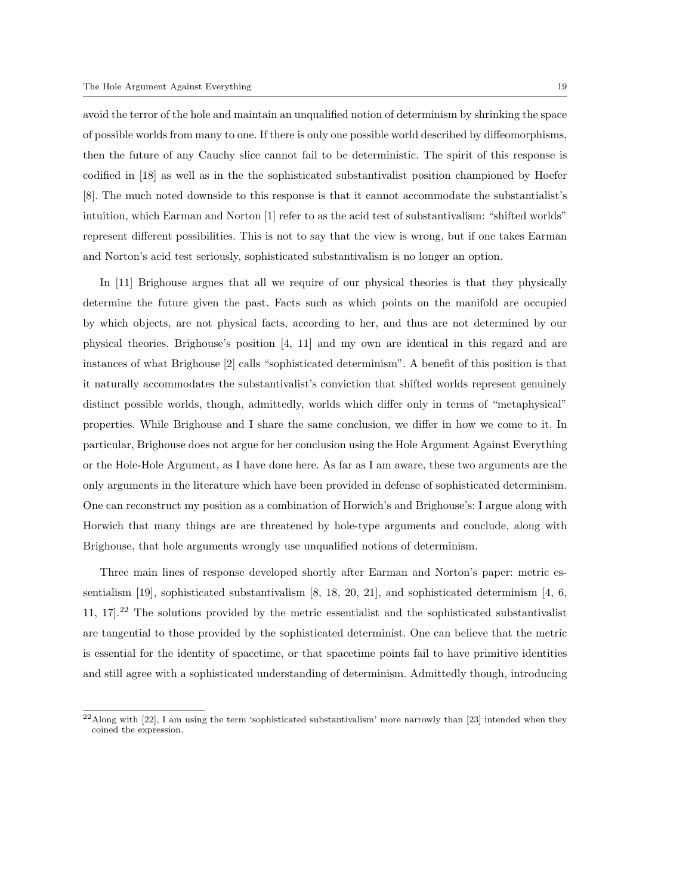avoid the terror of the hole and maintain an unqualified notion of determinism by shrinking the space of possible worlds from many to one. If there is only one possible world described by diffeomorphisms, then the future of any Cauchy slice cannot fail to be deterministic. The spirit of this response is codified in [18] as well as in the the sophisticated substantivalist position championed by Hoefer [8]. The much noted downside to this response is that it cannot accommodate the substantialist's intuition, which Earman and Norton [1] refer to as the acid test of substantivalism: "shifted worlds" represent different possibilities. This is not to say that the view is wrong, but if one takes Earman and Norton's acid test seriously, sophisticated substantivalism is no longer an option.

In [11] Brighouse argues that all we require of our physical theories is that they physically determine the future given the past. Facts such as which points on the manifold are occupied by which objects, are not physical facts, according to her, and thus are not determined by our physical theories. Brighouse's position [4, 11] and my own are identical in this regard and are instances of what Brighouse [2] calls "sophisticated determinism". A benefit of this position is that it naturally accommodates the substantivalist's conviction that shifted worlds represent genuinely distinct possible worlds, though, admittedly, worlds which differ only in terms of "metaphysical" properties. While Brighouse and I share the same conclusion, we differ in how we come to it. In particular, Brighouse does not argue for her conclusion using the Hole Argument Against Everything or the Hole-Hole Argument, as I have done here. As far as I am aware, these two arguments are the only arguments in the literature which have been provided in defense of sophisticated determinism. One can reconstruct my position as a combination of Horwich's and Brighouse's: I argue along with Horwich that many things are are threatened by hole-type arguments and conclude, along with Brighouse, that hole arguments wrongly use unqualified notions of determinism.

Three main lines of response developed shortly after Earman and Norton's paper: metric essentialism [19], sophisticated substantivalism [8, 18, 20, 21], and sophisticated determinism [4, 6, 11, 17].[22] The solutions provided by the metric essentialist and the sophisticated substantivalist are tangential to those provided by the sophisticated determinist. One can believe that the metric is essential for the identity of spacetime, or that spacetime points fail to have primitive identities and still agree with a sophisticated understanding of determinism. Admittedly though, introducing

[22] Along with [22], I am using the term 'sophisticated substantivalism' more narrowly than [23] intended when they coined the expression.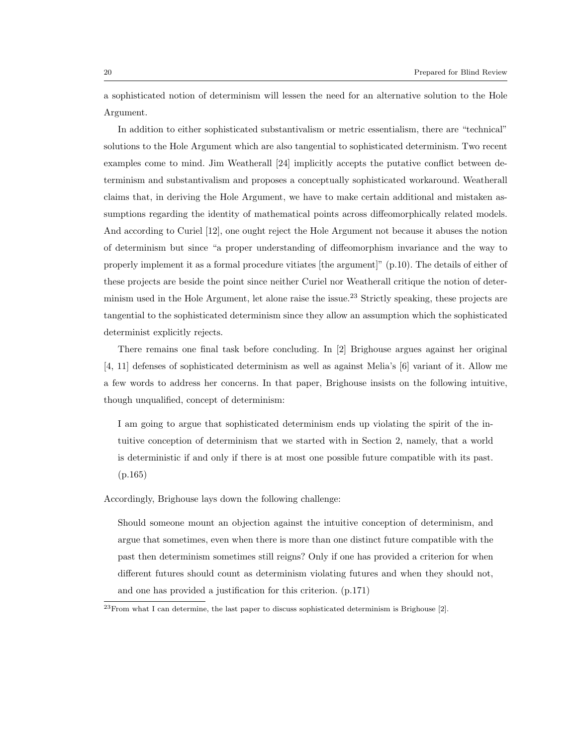a sophisticated notion of determinism will lessen the need for an alternative solution to the Hole Argument.

In addition to either sophisticated substantivalism or metric essentialism, there are "technical" solutions to the Hole Argument which are also tangential to sophisticated determinism. Two recent examples come to mind. Jim Weatherall [24] implicitly accepts the putative conflict between determinism and substantivalism and proposes a conceptually sophisticated workaround. Weatherall claims that, in deriving the Hole Argument, we have to make certain additional and mistaken assumptions regarding the identity of mathematical points across diffeomorphically related models. And according to Curiel [12], one ought reject the Hole Argument not because it abuses the notion of determinism but since "a proper understanding of diffeomorphism invariance and the way to properly implement it as a formal procedure vitiates [the argument]" (p.10). The details of either of these projects are beside the point since neither Curiel nor Weatherall critique the notion of determinism used in the Hole Argument, let alone raise the issue.[23] Strictly speaking, these projects are tangential to the sophisticated determinism since they allow an assumption which the sophisticated determinist explicitly rejects.

There remains one final task before concluding. In [2] Brighouse argues against her original [4, 11] defenses of sophisticated determinism as well as against Melia's [6] variant of it. Allow me a few words to address her concerns. In that paper, Brighouse insists on the following intuitive, though unqualified, concept of determinism:

> I am going to argue that sophisticated determinism ends up violating the spirit of the intuitive conception of determinism that we started with in Section 2, namely, that a world is deterministic if and only if there is at most one possible future compatible with its past. (p.165)

Accordingly, Brighouse lays down the following challenge:

> Should someone mount an objection against the intuitive conception of determinism, and argue that sometimes, even when there is more than one distinct future compatible with the past then determinism sometimes still reigns? Only if one has provided a criterion for when different futures should count as determinism violating futures and when they should not, and one has provided a justification for this criterion. (p.171)

[23] From what I can determine, the last paper to discuss sophisticated determinism is Brighouse [2].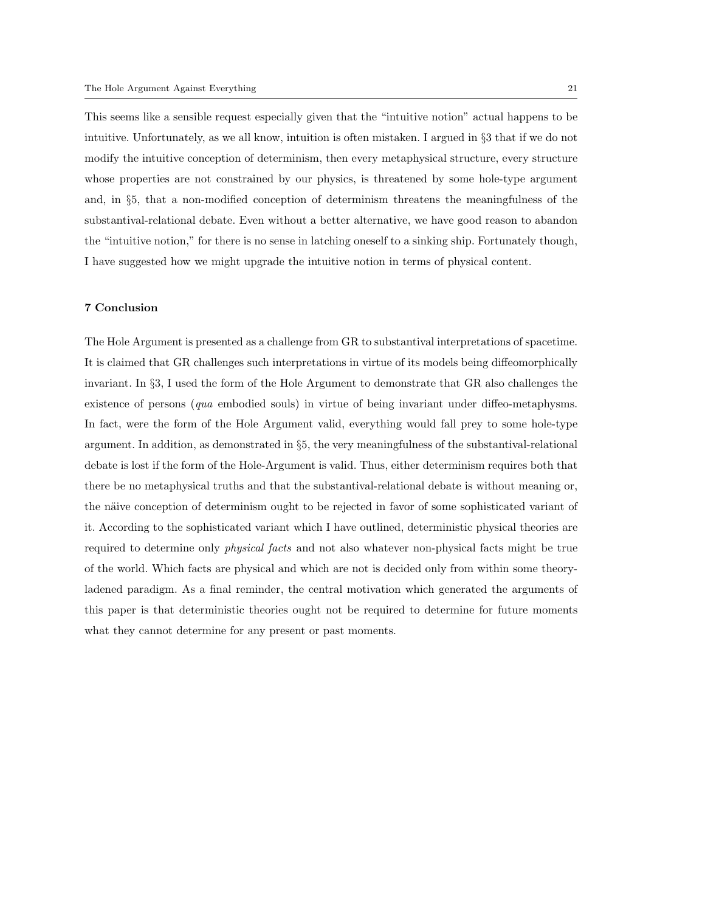This seems like a sensible request especially given that the "intuitive notion" actual happens to be intuitive. Unfortunately, as we all know, intuition is often mistaken. I argued in §3 that if we do not modify the intuitive conception of determinism, then every metaphysical structure, every structure whose properties are not constrained by our physics, is threatened by some hole-type argument and, in §5, that a non-modified conception of determinism threatens the meaningfulness of the substantival-relational debate. Even without a better alternative, we have good reason to abandon the "intuitive notion," for there is no sense in latching oneself to a sinking ship. Fortunately though, I have suggested how we might upgrade the intuitive notion in terms of physical content.

## 7 Conclusion

The Hole Argument is presented as a challenge from GR to substantival interpretations of spacetime. It is claimed that GR challenges such interpretations in virtue of its models being diffeomorphically invariant. In §3, I used the form of the Hole Argument to demonstrate that GR also challenges the existence of persons (*qua* embodied souls) in virtue of being invariant under diffeo-metaphysms. In fact, were the form of the Hole Argument valid, everything would fall prey to some hole-type argument. In addition, as demonstrated in §5, the very meaningfulness of the substantival-relational debate is lost if the form of the Hole-Argument is valid. Thus, either determinism requires both that there be no metaphysical truths and that the substantival-relational debate is without meaning or, the näive conception of determinism ought to be rejected in favor of some sophisticated variant of it. According to the sophisticated variant which I have outlined, deterministic physical theories are required to determine only *physical facts* and not also whatever non-physical facts might be true of the world. Which facts are physical and which are not is decided only from within some theory-ladened paradigm. As a final reminder, the central motivation which generated the arguments of this paper is that deterministic theories ought not be required to determine for future moments what they cannot determine for any present or past moments.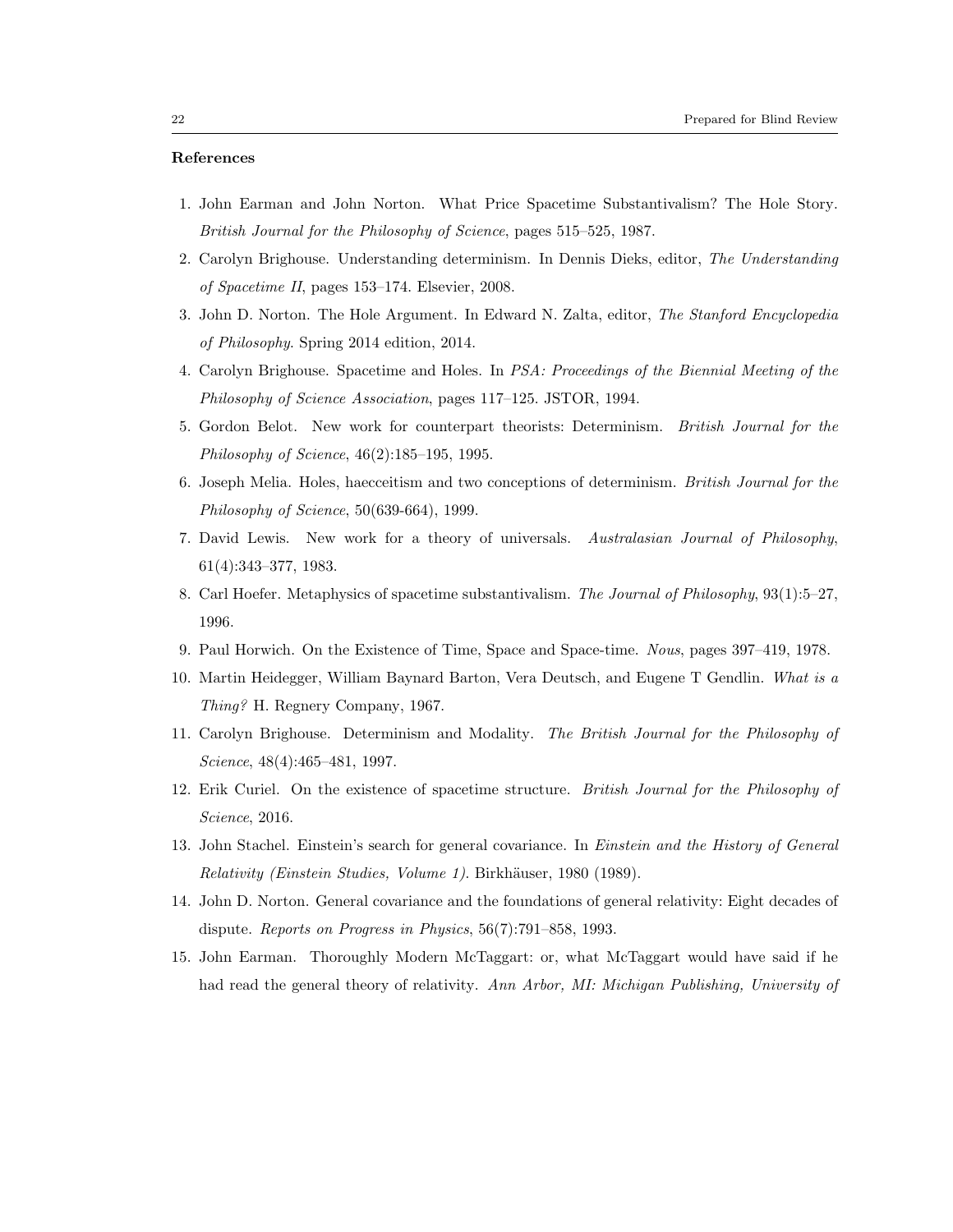**References**

1. John Earman and John Norton. What Price Spacetime Substantivalism? The Hole Story. *British Journal for the Philosophy of Science*, pages 515–525, 1987.
2. Carolyn Brighouse. Understanding determinism. In Dennis Dieks, editor, *The Understanding of Spacetime II*, pages 153–174. Elsevier, 2008.
3. John D. Norton. The Hole Argument. In Edward N. Zalta, editor, *The Stanford Encyclopedia of Philosophy*. Spring 2014 edition, 2014.
4. Carolyn Brighouse. Spacetime and Holes. In *PSA: Proceedings of the Biennial Meeting of the Philosophy of Science Association*, pages 117–125. JSTOR, 1994.
5. Gordon Belot. New work for counterpart theorists: Determinism. *British Journal for the Philosophy of Science*, 46(2):185–195, 1995.
6. Joseph Melia. Holes, haecceitism and two conceptions of determinism. *British Journal for the Philosophy of Science*, 50(639-664), 1999.
7. David Lewis. New work for a theory of universals. *Australasian Journal of Philosophy*, 61(4):343–377, 1983.
8. Carl Hoefer. Metaphysics of spacetime substantivalism. *The Journal of Philosophy*, 93(1):5–27, 1996.
9. Paul Horwich. On the Existence of Time, Space and Space-time. *Nous*, pages 397–419, 1978.
10. Martin Heidegger, William Baynard Barton, Vera Deutsch, and Eugene T Gendlin. *What is a Thing?* H. Regnery Company, 1967.
11. Carolyn Brighouse. Determinism and Modality. *The British Journal for the Philosophy of Science*, 48(4):465–481, 1997.
12. Erik Curiel. On the existence of spacetime structure. *British Journal for the Philosophy of Science*, 2016.
13. John Stachel. Einstein's search for general covariance. In *Einstein and the History of General Relativity (Einstein Studies, Volume 1)*. Birkhäuser, 1980 (1989).
14. John D. Norton. General covariance and the foundations of general relativity: Eight decades of dispute. *Reports on Progress in Physics*, 56(7):791–858, 1993.
15. John Earman. Thoroughly Modern McTaggart: or, what McTaggart would have said if he had read the general theory of relativity. *Ann Arbor, MI: Michigan Publishing, University of*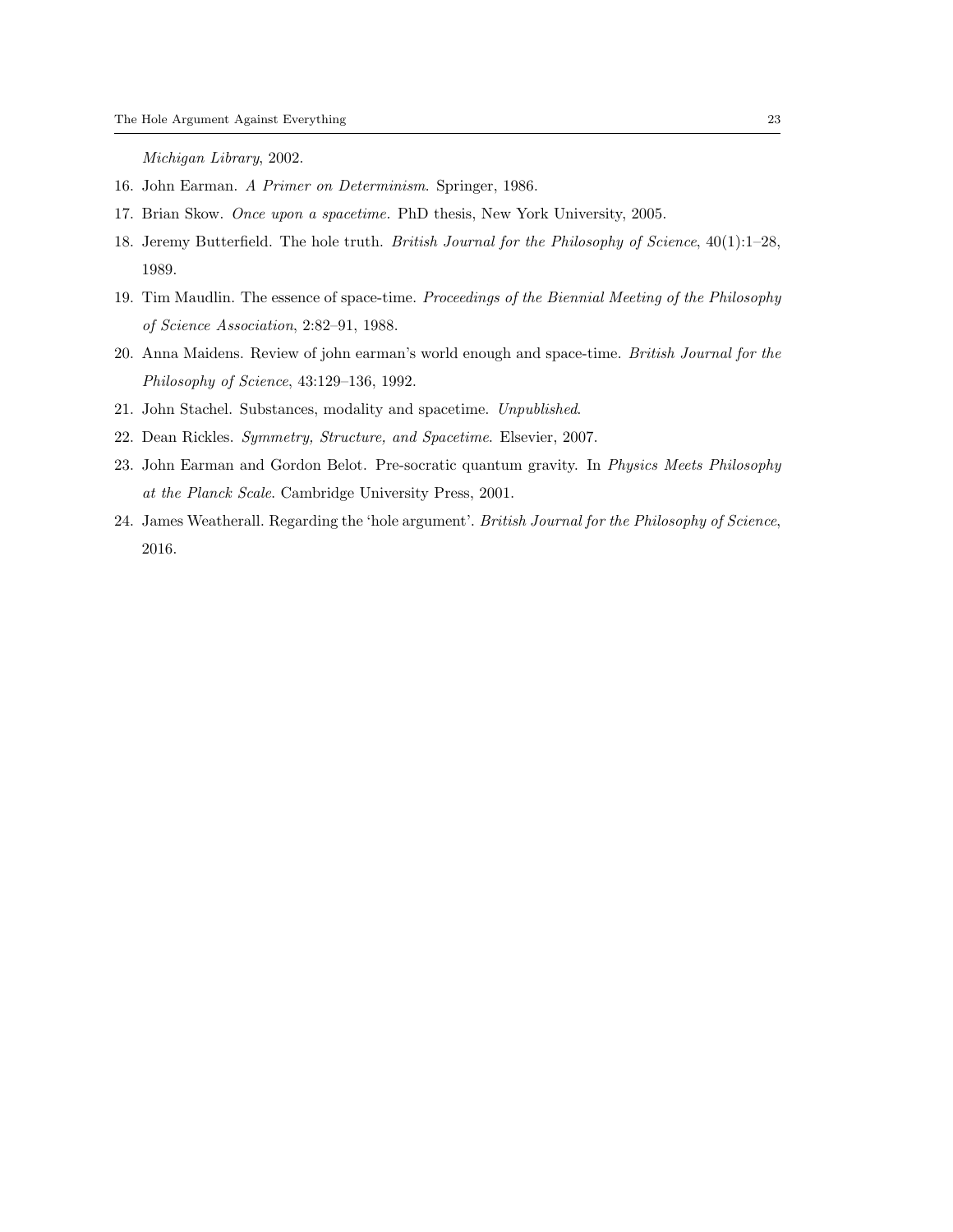*Michigan Library*, 2002.

16. John Earman. *A Primer on Determinism*. Springer, 1986.
17. Brian Skow. *Once upon a spacetime*. PhD thesis, New York University, 2005.
18. Jeremy Butterfield. The hole truth. *British Journal for the Philosophy of Science*, 40(1):1–28, 1989.
19. Tim Maudlin. The essence of space-time. *Proceedings of the Biennial Meeting of the Philosophy of Science Association*, 2:82–91, 1988.
20. Anna Maidens. Review of john earman's world enough and space-time. *British Journal for the Philosophy of Science*, 43:129–136, 1992.
21. John Stachel. Substances, modality and spacetime. *Unpublished*.
22. Dean Rickles. *Symmetry, Structure, and Spacetime*. Elsevier, 2007.
23. John Earman and Gordon Belot. Pre-socratic quantum gravity. In *Physics Meets Philosophy at the Planck Scale*. Cambridge University Press, 2001.
24. James Weatherall. Regarding the 'hole argument'. *British Journal for the Philosophy of Science*, 2016.